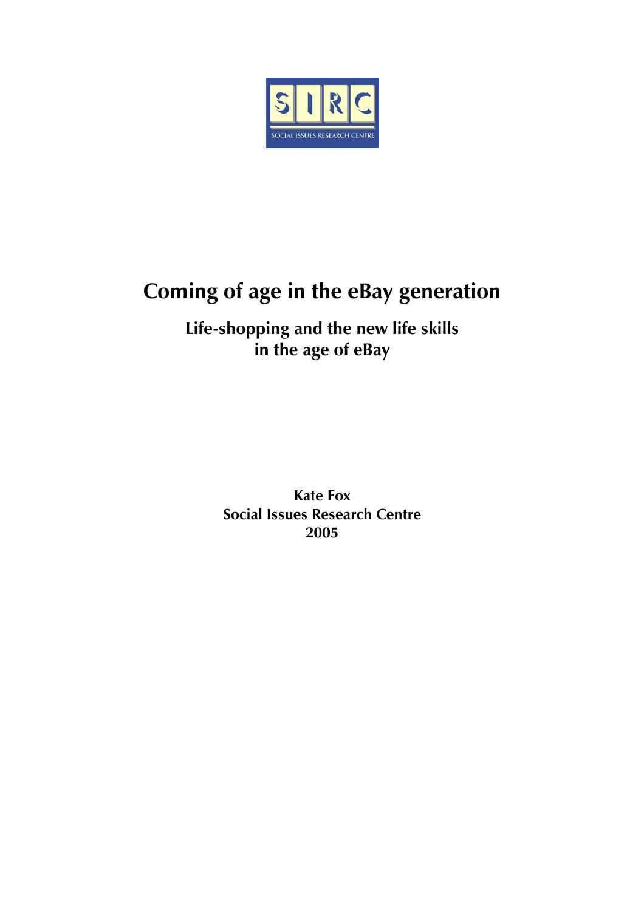SIRC

SOCIAL ISSUES RESEARCH CENTRE

# Coming of age in the eBay generation

## Life-shopping and the new life skills in the age of eBay

**Kate Fox**
**Social Issues Research Centre**
**2005**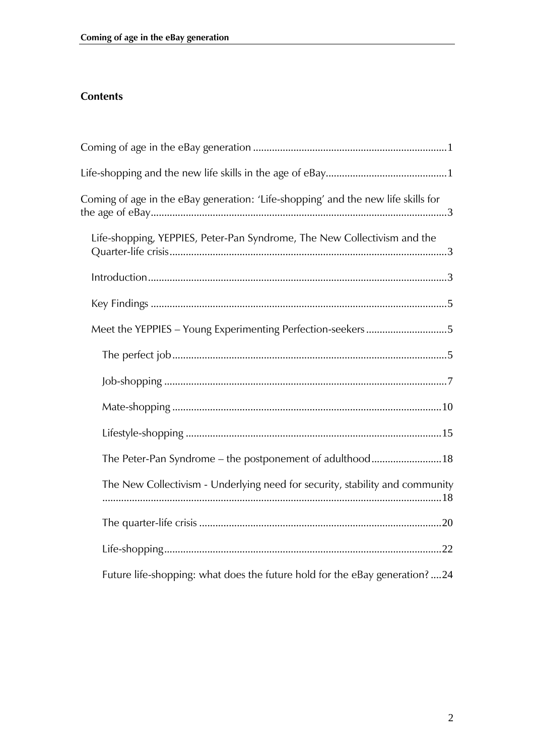**Contents**

Coming of age in the eBay generation ....................................................................... 1

Life-shopping and the new life skills in the age of eBay............................................. 1

Coming of age in the eBay generation: 'Life-shopping' and the new life skills for the age of eBay............................................................................................................. 3

- Life-shopping, YEPPIES, Peter-Pan Syndrome, The New Collectivism and the Quarter-life crisis...................................................................................................... 3
- Introduction.............................................................................................................. 3
- Key Findings ............................................................................................................ 5
- Meet the YEPPIES – Young Experimenting Perfection-seekers .............................. 5
  - The perfect job..................................................................................................... 5
  - Job-shopping ........................................................................................................ 7
  - Mate-shopping .................................................................................................... 10
  - Lifestyle-shopping .............................................................................................. 15
  - The Peter-Pan Syndrome – the postponement of adulthood.......................... 18
  - The New Collectivism - Underlying need for security, stability and community ............................................................................................................................. 18
  - The quarter-life crisis ......................................................................................... 20
  - Life-shopping...................................................................................................... 22
  - Future life-shopping: what does the future hold for the eBay generation? .... 24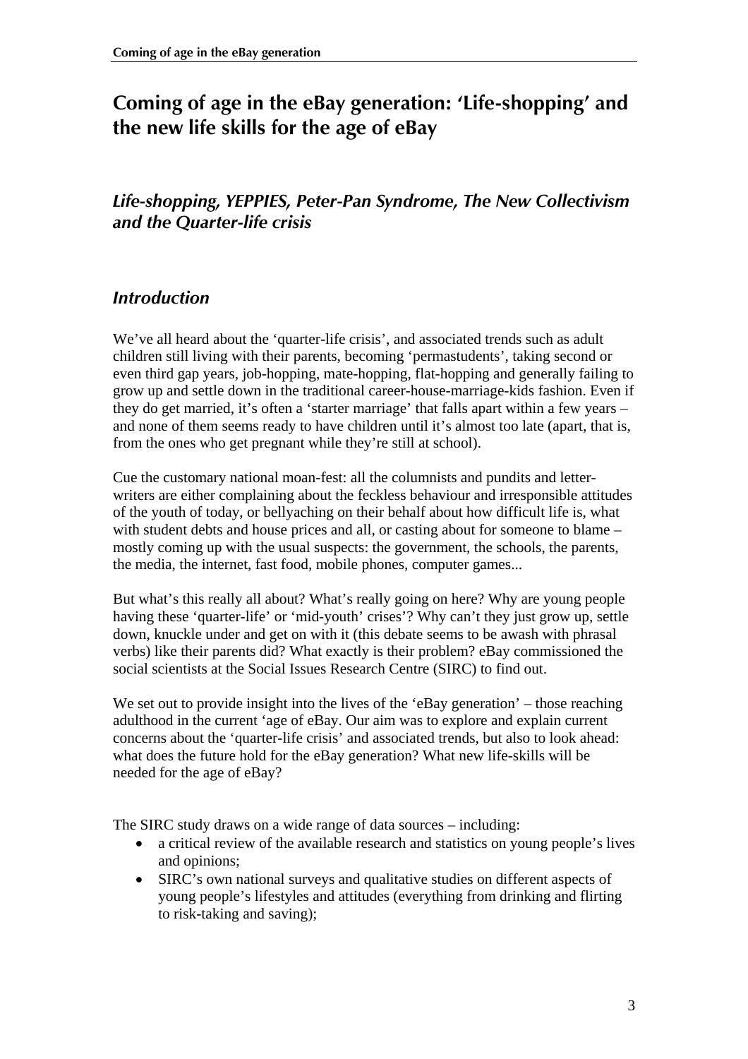# Coming of age in the eBay generation: 'Life-shopping' and the new life skills for the age of eBay

## *Life-shopping, YEPPIES, Peter-Pan Syndrome, The New Collectivism and the Quarter-life crisis*

## *Introduction*

We've all heard about the 'quarter-life crisis', and associated trends such as adult children still living with their parents, becoming 'permastudents', taking second or even third gap years, job-hopping, mate-hopping, flat-hopping and generally failing to grow up and settle down in the traditional career-house-marriage-kids fashion. Even if they do get married, it's often a 'starter marriage' that falls apart within a few years – and none of them seems ready to have children until it's almost too late (apart, that is, from the ones who get pregnant while they're still at school).

Cue the customary national moan-fest: all the columnists and pundits and letter-writers are either complaining about the feckless behaviour and irresponsible attitudes of the youth of today, or bellyaching on their behalf about how difficult life is, what with student debts and house prices and all, or casting about for someone to blame – mostly coming up with the usual suspects: the government, the schools, the parents, the media, the internet, fast food, mobile phones, computer games...

But what's this really all about? What's really going on here? Why are young people having these 'quarter-life' or 'mid-youth' crises'? Why can't they just grow up, settle down, knuckle under and get on with it (this debate seems to be awash with phrasal verbs) like their parents did? What exactly is their problem? eBay commissioned the social scientists at the Social Issues Research Centre (SIRC) to find out.

We set out to provide insight into the lives of the 'eBay generation' – those reaching adulthood in the current 'age of eBay. Our aim was to explore and explain current concerns about the 'quarter-life crisis' and associated trends, but also to look ahead: what does the future hold for the eBay generation? What new life-skills will be needed for the age of eBay?

The SIRC study draws on a wide range of data sources – including:

- a critical review of the available research and statistics on young people's lives and opinions;
- SIRC's own national surveys and qualitative studies on different aspects of young people's lifestyles and attitudes (everything from drinking and flirting to risk-taking and saving);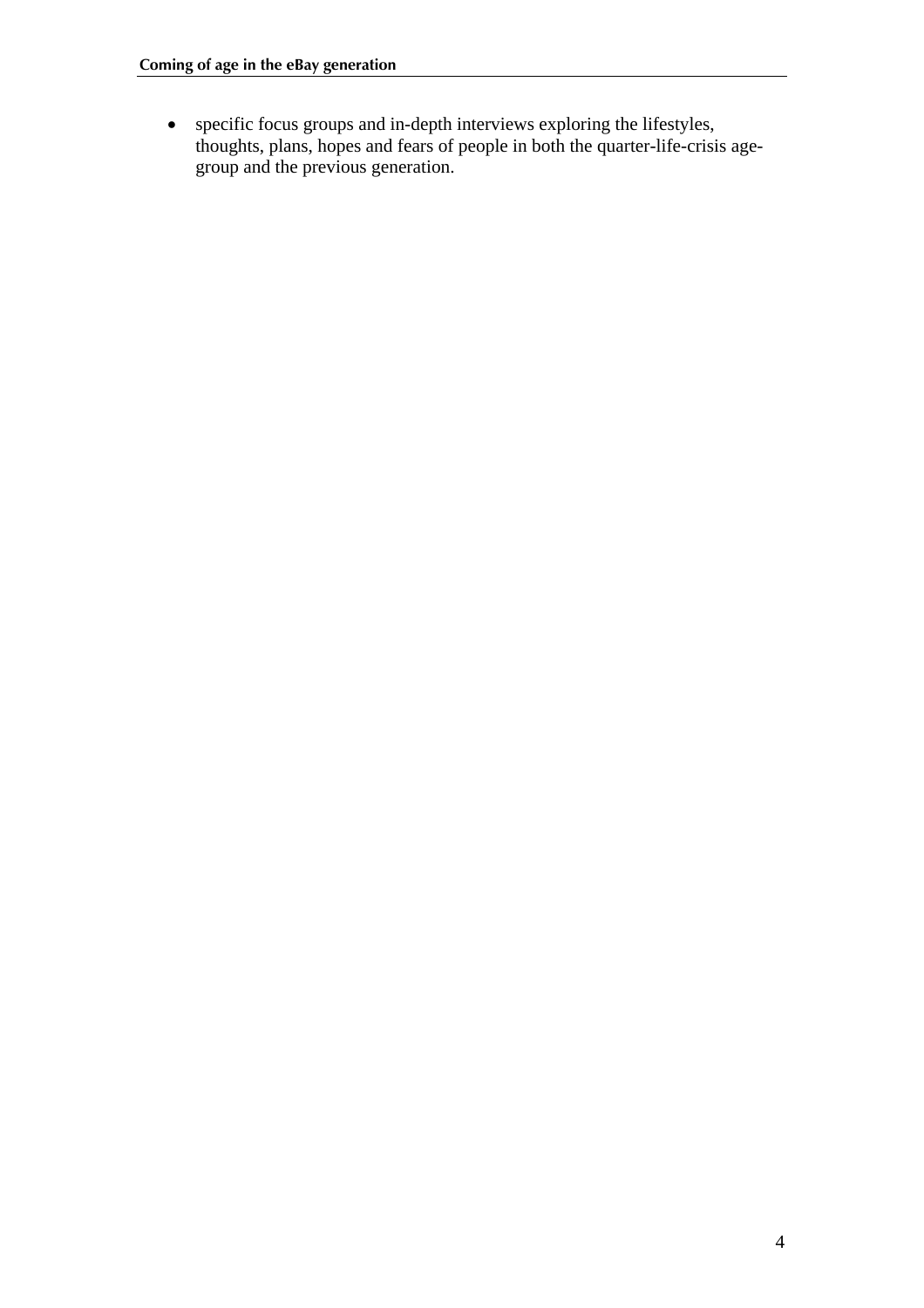- specific focus groups and in-depth interviews exploring the lifestyles, thoughts, plans, hopes and fears of people in both the quarter-life-crisis age-group and the previous generation.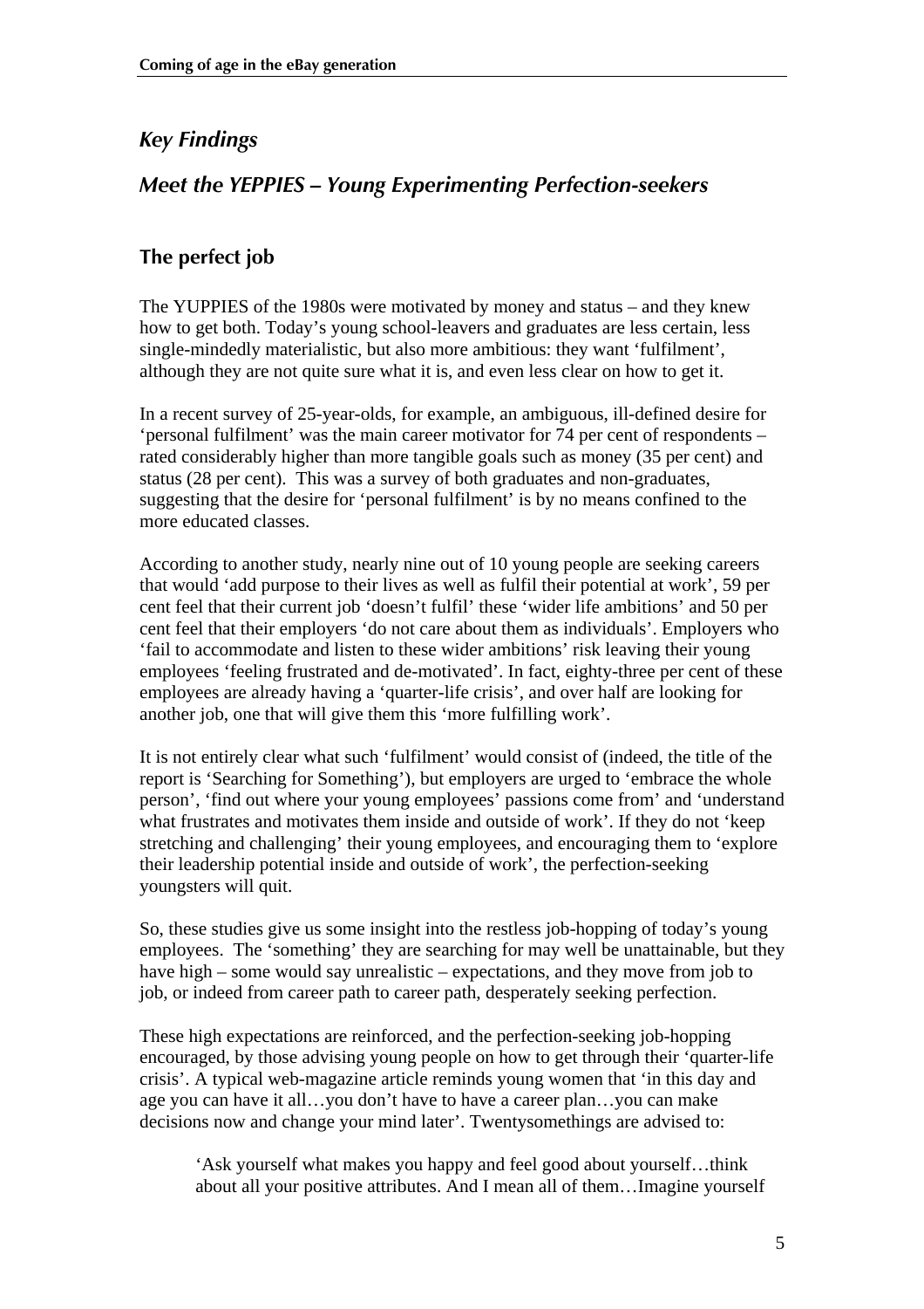## *Key Findings*

## *Meet the YEPPIES – Young Experimenting Perfection-seekers*

### The perfect job

The YUPPIES of the 1980s were motivated by money and status – and they knew how to get both. Today's young school-leavers and graduates are less certain, less single-mindedly materialistic, but also more ambitious: they want 'fulfilment', although they are not quite sure what it is, and even less clear on how to get it.

In a recent survey of 25-year-olds, for example, an ambiguous, ill-defined desire for 'personal fulfilment' was the main career motivator for 74 per cent of respondents – rated considerably higher than more tangible goals such as money (35 per cent) and status (28 per cent). This was a survey of both graduates and non-graduates, suggesting that the desire for 'personal fulfilment' is by no means confined to the more educated classes.

According to another study, nearly nine out of 10 young people are seeking careers that would 'add purpose to their lives as well as fulfil their potential at work', 59 per cent feel that their current job 'doesn't fulfil' these 'wider life ambitions' and 50 per cent feel that their employers 'do not care about them as individuals'. Employers who 'fail to accommodate and listen to these wider ambitions' risk leaving their young employees 'feeling frustrated and de-motivated'. In fact, eighty-three per cent of these employees are already having a 'quarter-life crisis', and over half are looking for another job, one that will give them this 'more fulfilling work'.

It is not entirely clear what such 'fulfilment' would consist of (indeed, the title of the report is 'Searching for Something'), but employers are urged to 'embrace the whole person', 'find out where your young employees' passions come from' and 'understand what frustrates and motivates them inside and outside of work'. If they do not 'keep stretching and challenging' their young employees, and encouraging them to 'explore their leadership potential inside and outside of work', the perfection-seeking youngsters will quit.

So, these studies give us some insight into the restless job-hopping of today's young employees. The 'something' they are searching for may well be unattainable, but they have high – some would say unrealistic – expectations, and they move from job to job, or indeed from career path to career path, desperately seeking perfection.

These high expectations are reinforced, and the perfection-seeking job-hopping encouraged, by those advising young people on how to get through their 'quarter-life crisis'. A typical web-magazine article reminds young women that 'in this day and age you can have it all…you don't have to have a career plan…you can make decisions now and change your mind later'. Twentysomethings are advised to:

> 'Ask yourself what makes you happy and feel good about yourself…think about all your positive attributes. And I mean all of them…Imagine yourself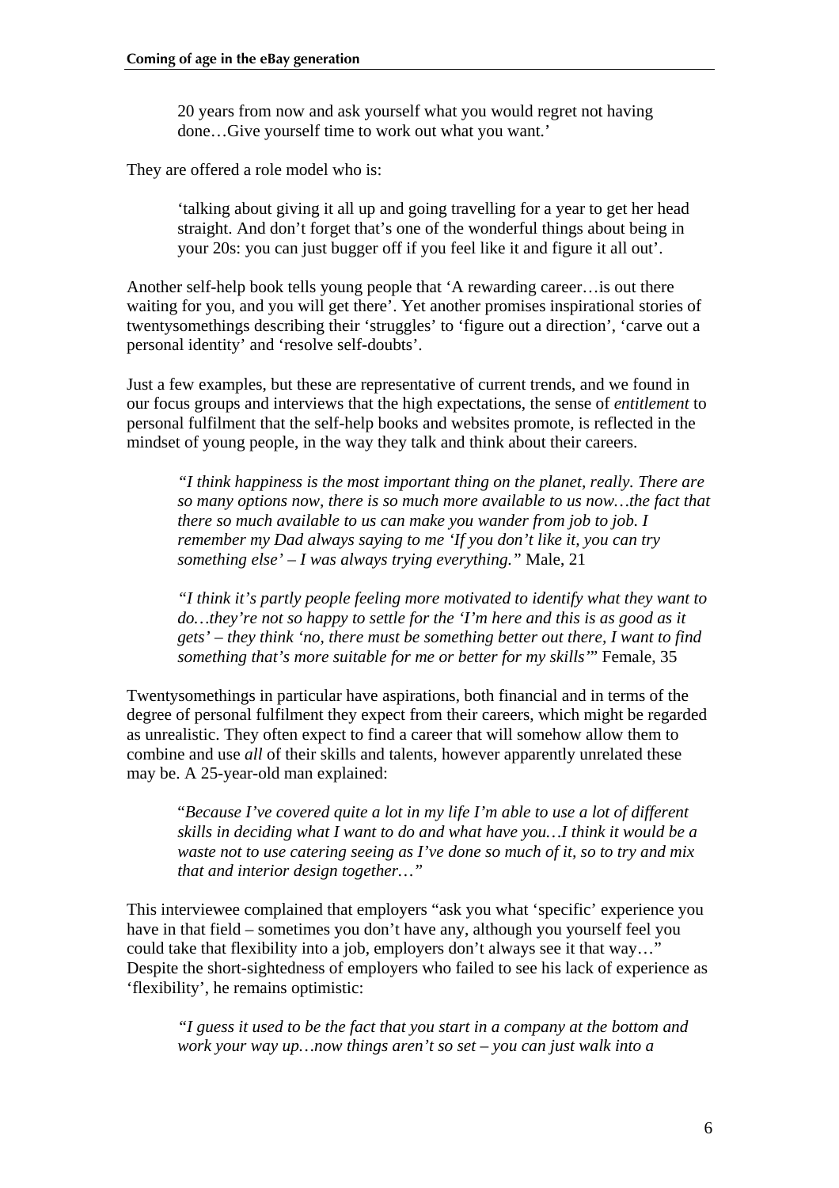> 20 years from now and ask yourself what you would regret not having done…Give yourself time to work out what you want.'

They are offered a role model who is:

> 'talking about giving it all up and going travelling for a year to get her head straight. And don't forget that's one of the wonderful things about being in your 20s: you can just bugger off if you feel like it and figure it all out'.

Another self-help book tells young people that 'A rewarding career…is out there waiting for you, and you will get there'. Yet another promises inspirational stories of twentysomethings describing their 'struggles' to 'figure out a direction', 'carve out a personal identity' and 'resolve self-doubts'.

Just a few examples, but these are representative of current trends, and we found in our focus groups and interviews that the high expectations, the sense of *entitlement* to personal fulfilment that the self-help books and websites promote, is reflected in the mindset of young people, in the way they talk and think about their careers.

> *"I think happiness is the most important thing on the planet, really. There are so many options now, there is so much more available to us now…the fact that there so much available to us can make you wander from job to job. I remember my Dad always saying to me 'If you don't like it, you can try something else' – I was always trying everything."* Male, 21

> *"I think it's partly people feeling more motivated to identify what they want to do…they're not so happy to settle for the 'I'm here and this is as good as it gets' – they think 'no, there must be something better out there, I want to find something that's more suitable for me or better for my skills'"* Female, 35

Twentysomethings in particular have aspirations, both financial and in terms of the degree of personal fulfilment they expect from their careers, which might be regarded as unrealistic. They often expect to find a career that will somehow allow them to combine and use *all* of their skills and talents, however apparently unrelated these may be. A 25-year-old man explained:

> "*Because I've covered quite a lot in my life I'm able to use a lot of different skills in deciding what I want to do and what have you…I think it would be a waste not to use catering seeing as I've done so much of it, so to try and mix that and interior design together…"*

This interviewee complained that employers "ask you what 'specific' experience you have in that field – sometimes you don't have any, although you yourself feel you could take that flexibility into a job, employers don't always see it that way…" Despite the short-sightedness of employers who failed to see his lack of experience as 'flexibility', he remains optimistic:

> *"I guess it used to be the fact that you start in a company at the bottom and work your way up…now things aren't so set – you can just walk into a*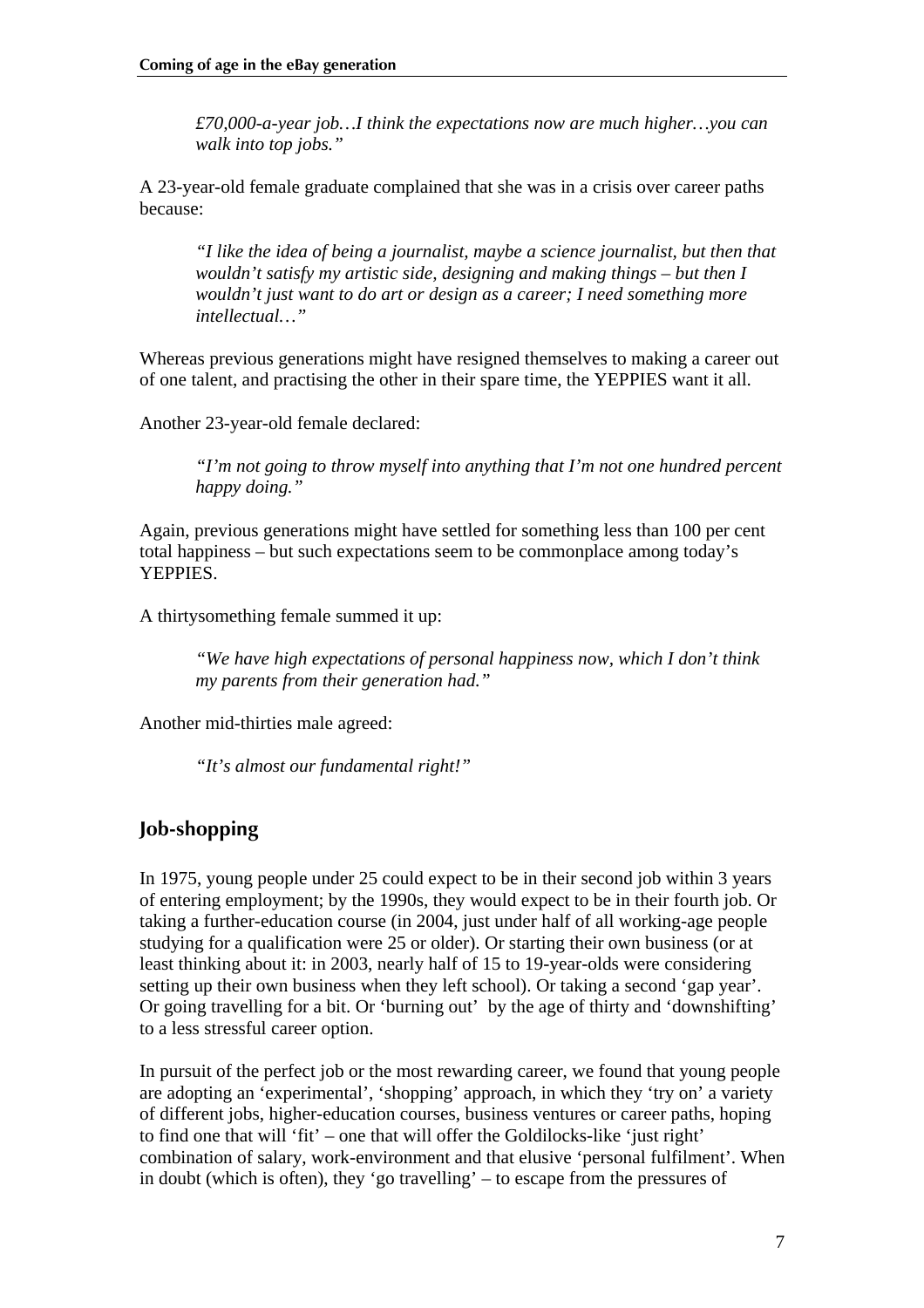> *£70,000-a-year job…I think the expectations now are much higher…you can walk into top jobs."*

A 23-year-old female graduate complained that she was in a crisis over career paths because:

> *"I like the idea of being a journalist, maybe a science journalist, but then that wouldn't satisfy my artistic side, designing and making things – but then I wouldn't just want to do art or design as a career; I need something more intellectual…"*

Whereas previous generations might have resigned themselves to making a career out of one talent, and practising the other in their spare time, the YEPPIES want it all.

Another 23-year-old female declared:

> *"I'm not going to throw myself into anything that I'm not one hundred percent happy doing."*

Again, previous generations might have settled for something less than 100 per cent total happiness – but such expectations seem to be commonplace among today's YEPPIES.

A thirtysomething female summed it up:

> *"We have high expectations of personal happiness now, which I don't think my parents from their generation had."*

Another mid-thirties male agreed:

> *"It's almost our fundamental right!"*

## Job-shopping

In 1975, young people under 25 could expect to be in their second job within 3 years of entering employment; by the 1990s, they would expect to be in their fourth job. Or taking a further-education course (in 2004, just under half of all working-age people studying for a qualification were 25 or older). Or starting their own business (or at least thinking about it: in 2003, nearly half of 15 to 19-year-olds were considering setting up their own business when they left school). Or taking a second 'gap year'. Or going travelling for a bit. Or 'burning out' by the age of thirty and 'downshifting' to a less stressful career option.

In pursuit of the perfect job or the most rewarding career, we found that young people are adopting an 'experimental', 'shopping' approach, in which they 'try on' a variety of different jobs, higher-education courses, business ventures or career paths, hoping to find one that will 'fit' – one that will offer the Goldilocks-like 'just right' combination of salary, work-environment and that elusive 'personal fulfilment'. When in doubt (which is often), they 'go travelling' – to escape from the pressures of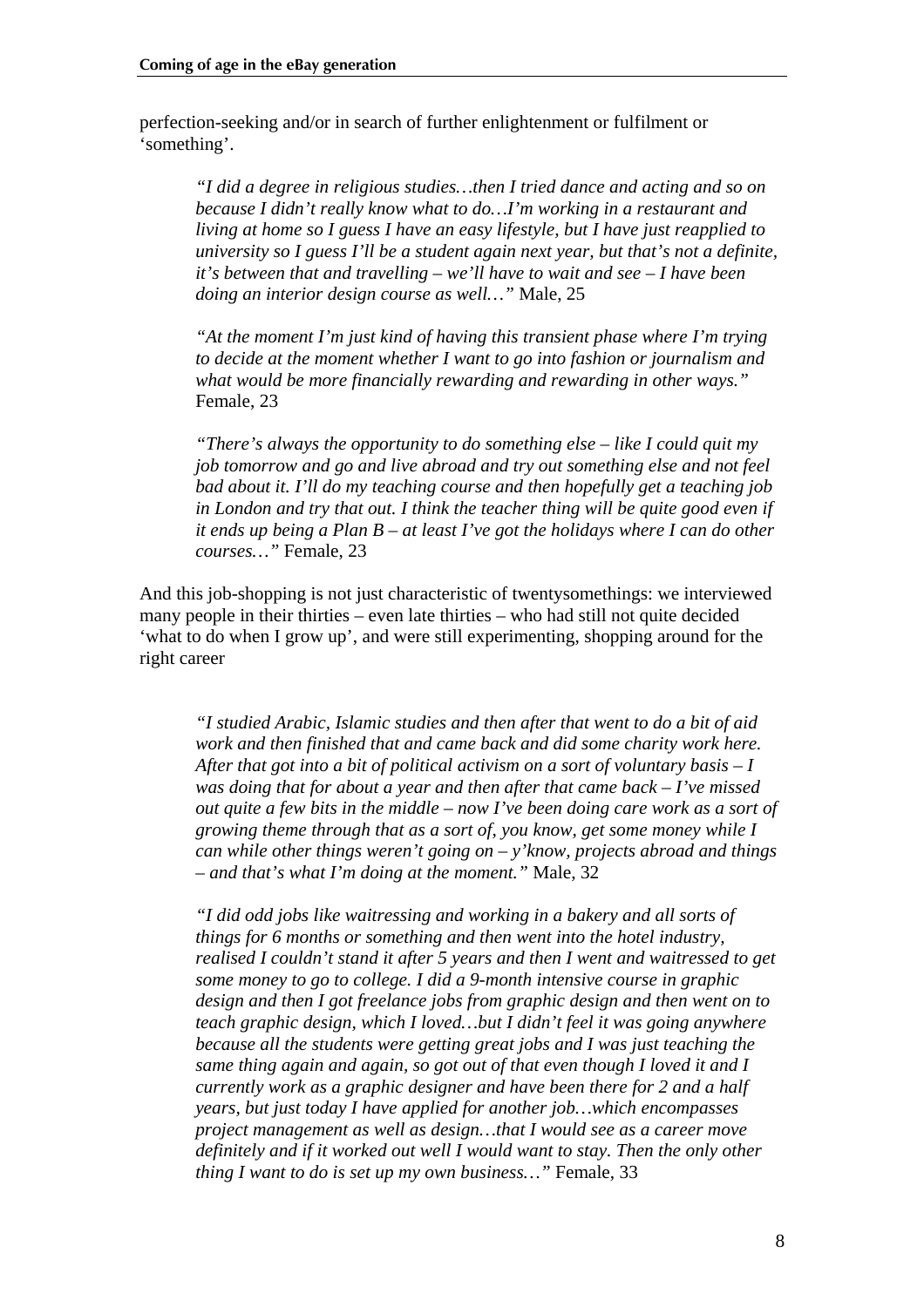perfection-seeking and/or in search of further enlightenment or fulfilment or 'something'.

> *"I did a degree in religious studies…then I tried dance and acting and so on because I didn't really know what to do…I'm working in a restaurant and living at home so I guess I have an easy lifestyle, but I have just reapplied to university so I guess I'll be a student again next year, but that's not a definite, it's between that and travelling – we'll have to wait and see – I have been doing an interior design course as well…"* Male, 25

> *"At the moment I'm just kind of having this transient phase where I'm trying to decide at the moment whether I want to go into fashion or journalism and what would be more financially rewarding and rewarding in other ways."* Female, 23

> *"There's always the opportunity to do something else – like I could quit my job tomorrow and go and live abroad and try out something else and not feel bad about it. I'll do my teaching course and then hopefully get a teaching job in London and try that out. I think the teacher thing will be quite good even if it ends up being a Plan B – at least I've got the holidays where I can do other courses…"* Female, 23

And this job-shopping is not just characteristic of twentysomethings: we interviewed many people in their thirties – even late thirties – who had still not quite decided 'what to do when I grow up', and were still experimenting, shopping around for the right career

> *"I studied Arabic, Islamic studies and then after that went to do a bit of aid work and then finished that and came back and did some charity work here. After that got into a bit of political activism on a sort of voluntary basis – I was doing that for about a year and then after that came back – I've missed out quite a few bits in the middle – now I've been doing care work as a sort of growing theme through that as a sort of, you know, get some money while I can while other things weren't going on – y'know, projects abroad and things – and that's what I'm doing at the moment."* Male, 32

> *"I did odd jobs like waitressing and working in a bakery and all sorts of things for 6 months or something and then went into the hotel industry, realised I couldn't stand it after 5 years and then I went and waitressed to get some money to go to college. I did a 9-month intensive course in graphic design and then I got freelance jobs from graphic design and then went on to teach graphic design, which I loved…but I didn't feel it was going anywhere because all the students were getting great jobs and I was just teaching the same thing again and again, so got out of that even though I loved it and I currently work as a graphic designer and have been there for 2 and a half years, but just today I have applied for another job…which encompasses project management as well as design…that I would see as a career move definitely and if it worked out well I would want to stay. Then the only other thing I want to do is set up my own business…"* Female, 33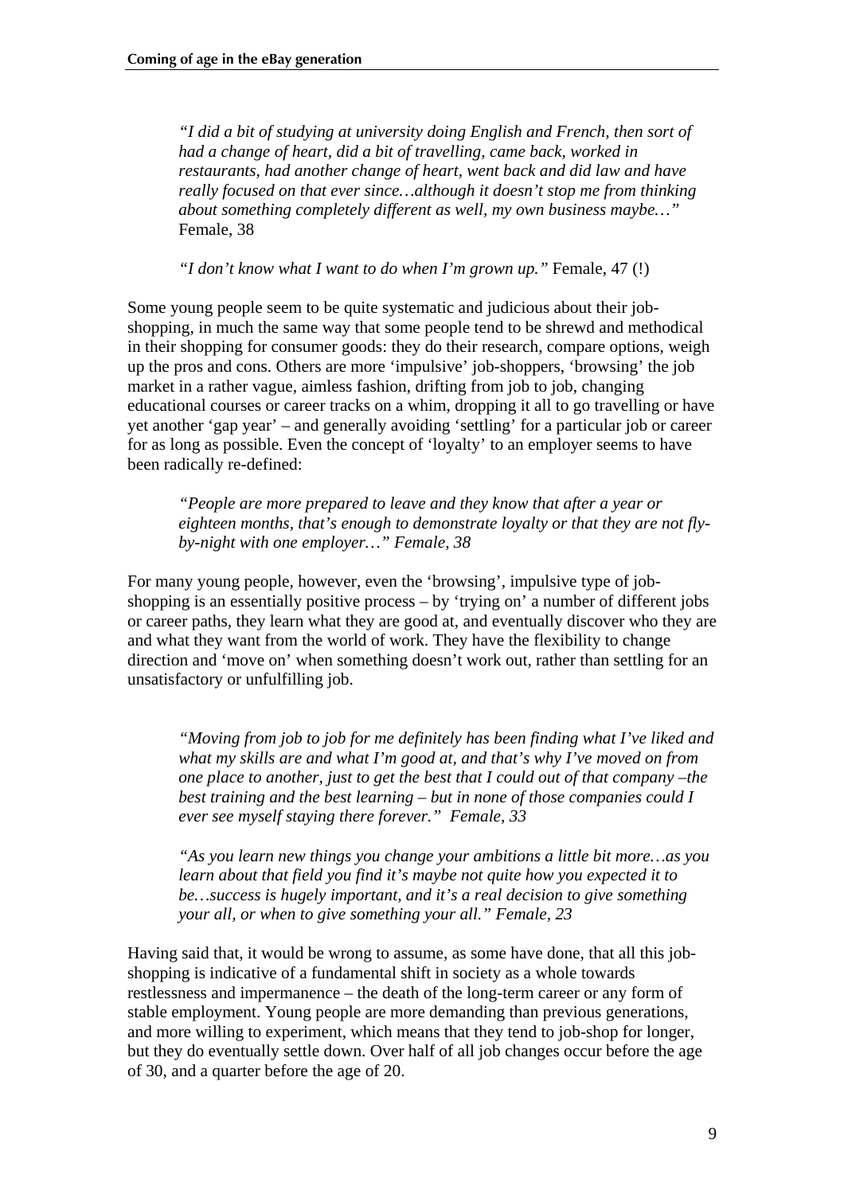> *"I did a bit of studying at university doing English and French, then sort of had a change of heart, did a bit of travelling, came back, worked in restaurants, had another change of heart, went back and did law and have really focused on that ever since…although it doesn't stop me from thinking about something completely different as well, my own business maybe…"* Female, 38

> *"I don't know what I want to do when I'm grown up."* Female, 47 (!)

Some young people seem to be quite systematic and judicious about their job-shopping, in much the same way that some people tend to be shrewd and methodical in their shopping for consumer goods: they do their research, compare options, weigh up the pros and cons. Others are more 'impulsive' job-shoppers, 'browsing' the job market in a rather vague, aimless fashion, drifting from job to job, changing educational courses or career tracks on a whim, dropping it all to go travelling or have yet another 'gap year' – and generally avoiding 'settling' for a particular job or career for as long as possible. Even the concept of 'loyalty' to an employer seems to have been radically re-defined:

> *"People are more prepared to leave and they know that after a year or eighteen months, that's enough to demonstrate loyalty or that they are not fly-by-night with one employer…" Female, 38*

For many young people, however, even the 'browsing', impulsive type of job-shopping is an essentially positive process – by 'trying on' a number of different jobs or career paths, they learn what they are good at, and eventually discover who they are and what they want from the world of work. They have the flexibility to change direction and 'move on' when something doesn't work out, rather than settling for an unsatisfactory or unfulfilling job.

> *"Moving from job to job for me definitely has been finding what I've liked and what my skills are and what I'm good at, and that's why I've moved on from one place to another, just to get the best that I could out of that company –the best training and the best learning – but in none of those companies could I ever see myself staying there forever." Female, 33*

> *"As you learn new things you change your ambitions a little bit more…as you learn about that field you find it's maybe not quite how you expected it to be…success is hugely important, and it's a real decision to give something your all, or when to give something your all." Female, 23*

Having said that, it would be wrong to assume, as some have done, that all this job-shopping is indicative of a fundamental shift in society as a whole towards restlessness and impermanence – the death of the long-term career or any form of stable employment. Young people are more demanding than previous generations, and more willing to experiment, which means that they tend to job-shop for longer, but they do eventually settle down. Over half of all job changes occur before the age of 30, and a quarter before the age of 20.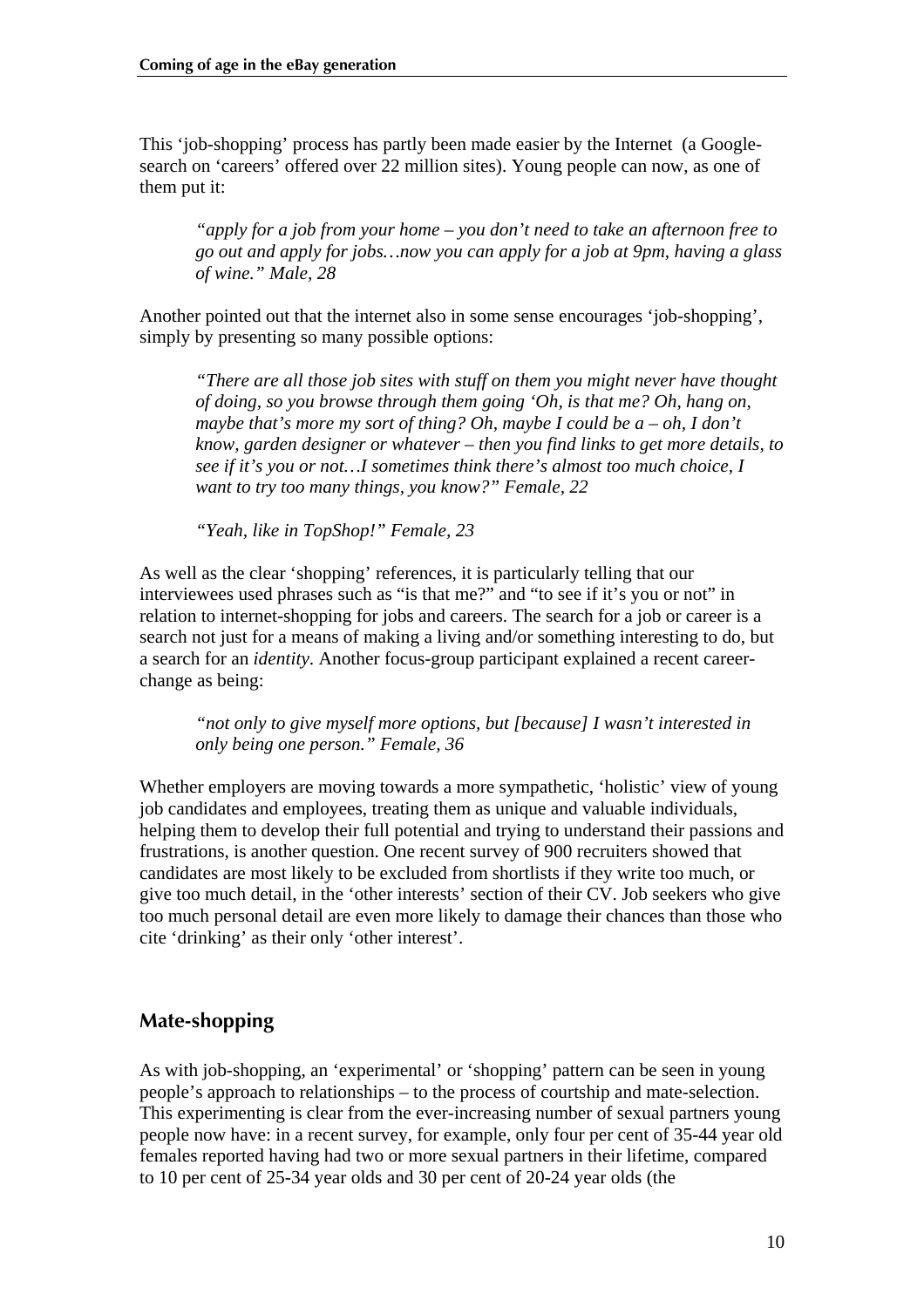This 'job-shopping' process has partly been made easier by the Internet (a Google-search on 'careers' offered over 22 million sites). Young people can now, as one of them put it:

> *"apply for a job from your home – you don't need to take an afternoon free to go out and apply for jobs…now you can apply for a job at 9pm, having a glass of wine." Male, 28*

Another pointed out that the internet also in some sense encourages 'job-shopping', simply by presenting so many possible options:

> *"There are all those job sites with stuff on them you might never have thought of doing, so you browse through them going 'Oh, is that me? Oh, hang on, maybe that's more my sort of thing? Oh, maybe I could be a – oh, I don't know, garden designer or whatever – then you find links to get more details, to see if it's you or not…I sometimes think there's almost too much choice, I want to try too many things, you know?" Female, 22*
>
> *"Yeah, like in TopShop!" Female, 23*

As well as the clear 'shopping' references, it is particularly telling that our interviewees used phrases such as "is that me?" and "to see if it's you or not" in relation to internet-shopping for jobs and careers. The search for a job or career is a search not just for a means of making a living and/or something interesting to do, but a search for an *identity*. Another focus-group participant explained a recent career-change as being:

> *"not only to give myself more options, but [because] I wasn't interested in only being one person." Female, 36*

Whether employers are moving towards a more sympathetic, 'holistic' view of young job candidates and employees, treating them as unique and valuable individuals, helping them to develop their full potential and trying to understand their passions and frustrations, is another question. One recent survey of 900 recruiters showed that candidates are most likely to be excluded from shortlists if they write too much, or give too much detail, in the 'other interests' section of their CV. Job seekers who give too much personal detail are even more likely to damage their chances than those who cite 'drinking' as their only 'other interest'.

## Mate-shopping

As with job-shopping, an 'experimental' or 'shopping' pattern can be seen in young people's approach to relationships – to the process of courtship and mate-selection. This experimenting is clear from the ever-increasing number of sexual partners young people now have: in a recent survey, for example, only four per cent of 35-44 year old females reported having had two or more sexual partners in their lifetime, compared to 10 per cent of 25-34 year olds and 30 per cent of 20-24 year olds (the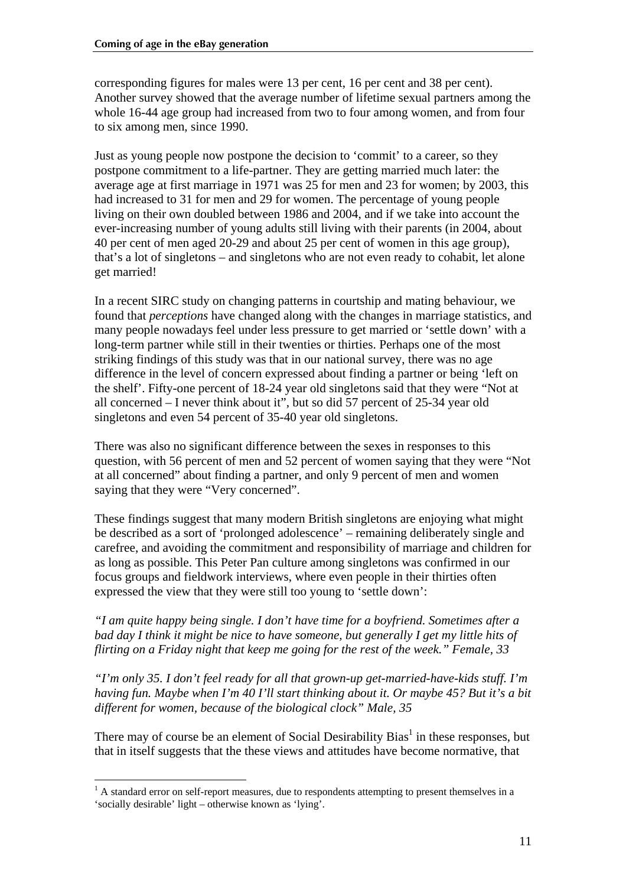corresponding figures for males were 13 per cent, 16 per cent and 38 per cent). Another survey showed that the average number of lifetime sexual partners among the whole 16-44 age group had increased from two to four among women, and from four to six among men, since 1990.

Just as young people now postpone the decision to 'commit' to a career, so they postpone commitment to a life-partner. They are getting married much later: the average age at first marriage in 1971 was 25 for men and 23 for women; by 2003, this had increased to 31 for men and 29 for women. The percentage of young people living on their own doubled between 1986 and 2004, and if we take into account the ever-increasing number of young adults still living with their parents (in 2004, about 40 per cent of men aged 20-29 and about 25 per cent of women in this age group), that's a lot of singletons – and singletons who are not even ready to cohabit, let alone get married!

In a recent SIRC study on changing patterns in courtship and mating behaviour, we found that *perceptions* have changed along with the changes in marriage statistics, and many people nowadays feel under less pressure to get married or 'settle down' with a long-term partner while still in their twenties or thirties. Perhaps one of the most striking findings of this study was that in our national survey, there was no age difference in the level of concern expressed about finding a partner or being 'left on the shelf'. Fifty-one percent of 18-24 year old singletons said that they were "Not at all concerned – I never think about it", but so did 57 percent of 25-34 year old singletons and even 54 percent of 35-40 year old singletons.

There was also no significant difference between the sexes in responses to this question, with 56 percent of men and 52 percent of women saying that they were "Not at all concerned" about finding a partner, and only 9 percent of men and women saying that they were "Very concerned".

These findings suggest that many modern British singletons are enjoying what might be described as a sort of 'prolonged adolescence' – remaining deliberately single and carefree, and avoiding the commitment and responsibility of marriage and children for as long as possible. This Peter Pan culture among singletons was confirmed in our focus groups and fieldwork interviews, where even people in their thirties often expressed the view that they were still too young to 'settle down':

*"I am quite happy being single. I don't have time for a boyfriend. Sometimes after a bad day I think it might be nice to have someone, but generally I get my little hits of flirting on a Friday night that keep me going for the rest of the week." Female, 33*

*"I'm only 35. I don't feel ready for all that grown-up get-married-have-kids stuff. I'm having fun. Maybe when I'm 40 I'll start thinking about it. Or maybe 45? But it's a bit different for women, because of the biological clock" Male, 35*

There may of course be an element of Social Desirability Bias[1] in these responses, but that in itself suggests that the these views and attitudes have become normative, that

[1] A standard error on self-report measures, due to respondents attempting to present themselves in a 'socially desirable' light – otherwise known as 'lying'.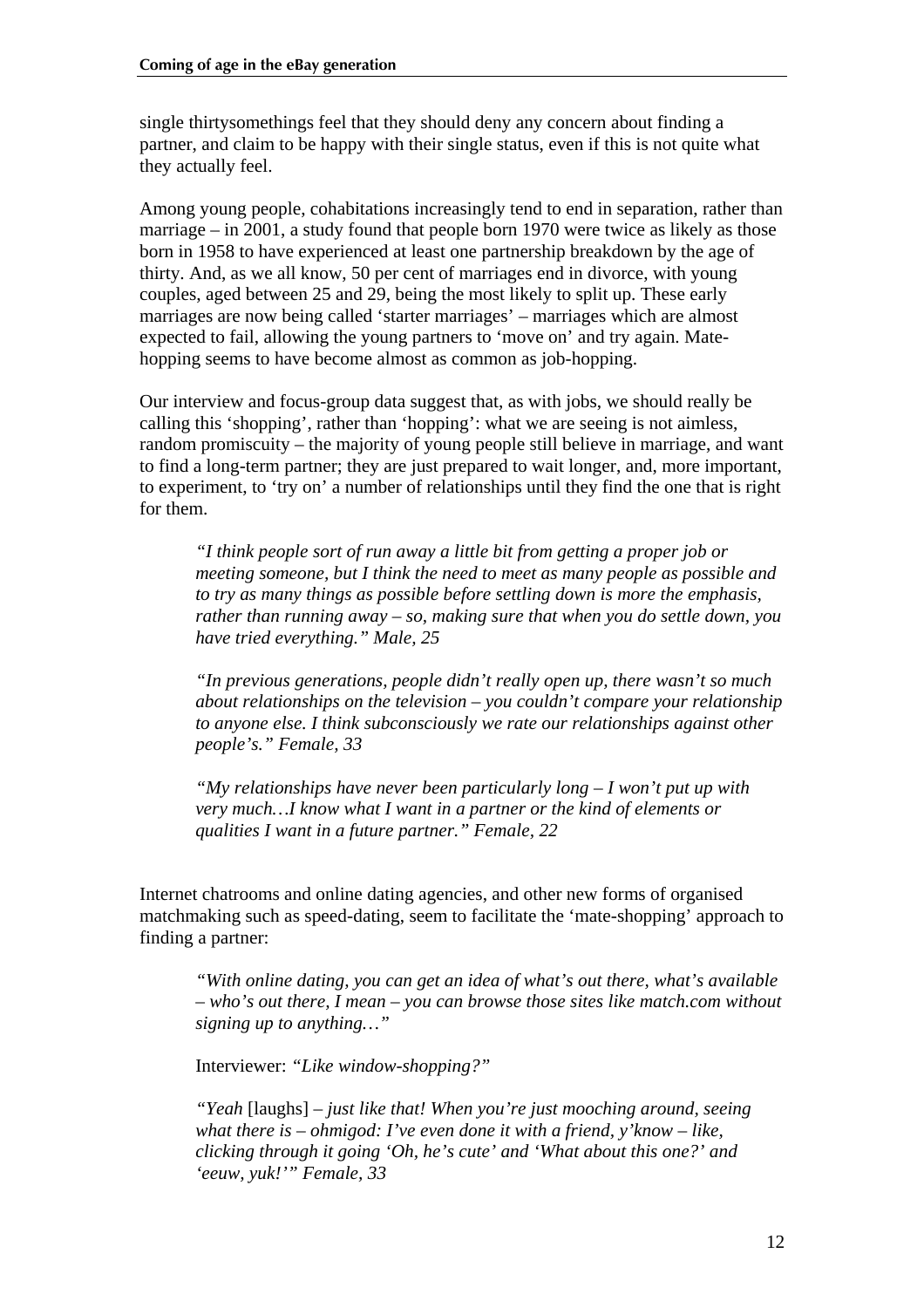single thirtysomethings feel that they should deny any concern about finding a partner, and claim to be happy with their single status, even if this is not quite what they actually feel.

Among young people, cohabitations increasingly tend to end in separation, rather than marriage – in 2001, a study found that people born 1970 were twice as likely as those born in 1958 to have experienced at least one partnership breakdown by the age of thirty. And, as we all know, 50 per cent of marriages end in divorce, with young couples, aged between 25 and 29, being the most likely to split up. These early marriages are now being called 'starter marriages' – marriages which are almost expected to fail, allowing the young partners to 'move on' and try again. Mate-hopping seems to have become almost as common as job-hopping.

Our interview and focus-group data suggest that, as with jobs, we should really be calling this 'shopping', rather than 'hopping': what we are seeing is not aimless, random promiscuity – the majority of young people still believe in marriage, and want to find a long-term partner; they are just prepared to wait longer, and, more important, to experiment, to 'try on' a number of relationships until they find the one that is right for them.

> *"I think people sort of run away a little bit from getting a proper job or meeting someone, but I think the need to meet as many people as possible and to try as many things as possible before settling down is more the emphasis, rather than running away – so, making sure that when you do settle down, you have tried everything." Male, 25*

> *"In previous generations, people didn't really open up, there wasn't so much about relationships on the television – you couldn't compare your relationship to anyone else. I think subconsciously we rate our relationships against other people's." Female, 33*

> *"My relationships have never been particularly long – I won't put up with very much…I know what I want in a partner or the kind of elements or qualities I want in a future partner." Female, 22*

Internet chatrooms and online dating agencies, and other new forms of organised matchmaking such as speed-dating, seem to facilitate the 'mate-shopping' approach to finding a partner:

> *"With online dating, you can get an idea of what's out there, what's available – who's out there, I mean – you can browse those sites like match.com without signing up to anything…"*
>
> Interviewer: *"Like window-shopping?"*
>
> *"Yeah* [laughs] *– just like that! When you're just mooching around, seeing what there is – ohmigod: I've even done it with a friend, y'know – like, clicking through it going 'Oh, he's cute' and 'What about this one?' and 'eeuw, yuk!'" Female, 33*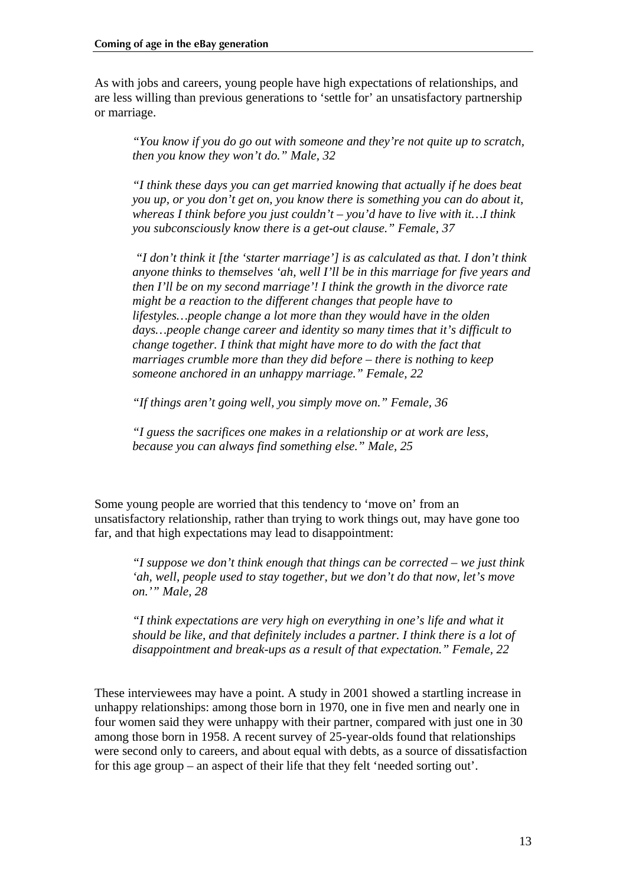As with jobs and careers, young people have high expectations of relationships, and are less willing than previous generations to 'settle for' an unsatisfactory partnership or marriage.

> *"You know if you do go out with someone and they're not quite up to scratch, then you know they won't do." Male, 32*
>
> *"I think these days you can get married knowing that actually if he does beat you up, or you don't get on, you know there is something you can do about it, whereas I think before you just couldn't – you'd have to live with it…I think you subconsciously know there is a get-out clause." Female, 37*
>
> *"I don't think it [the 'starter marriage'] is as calculated as that. I don't think anyone thinks to themselves 'ah, well I'll be in this marriage for five years and then I'll be on my second marriage'! I think the growth in the divorce rate might be a reaction to the different changes that people have to lifestyles…people change a lot more than they would have in the olden days…people change career and identity so many times that it's difficult to change together. I think that might have more to do with the fact that marriages crumble more than they did before – there is nothing to keep someone anchored in an unhappy marriage." Female, 22*
>
> *"If things aren't going well, you simply move on." Female, 36*
>
> *"I guess the sacrifices one makes in a relationship or at work are less, because you can always find something else." Male, 25*

Some young people are worried that this tendency to 'move on' from an unsatisfactory relationship, rather than trying to work things out, may have gone too far, and that high expectations may lead to disappointment:

> *"I suppose we don't think enough that things can be corrected – we just think 'ah, well, people used to stay together, but we don't do that now, let's move on.'" Male, 28*
>
> *"I think expectations are very high on everything in one's life and what it should be like, and that definitely includes a partner. I think there is a lot of disappointment and break-ups as a result of that expectation." Female, 22*

These interviewees may have a point. A study in 2001 showed a startling increase in unhappy relationships: among those born in 1970, one in five men and nearly one in four women said they were unhappy with their partner, compared with just one in 30 among those born in 1958. A recent survey of 25-year-olds found that relationships were second only to careers, and about equal with debts, as a source of dissatisfaction for this age group – an aspect of their life that they felt 'needed sorting out'.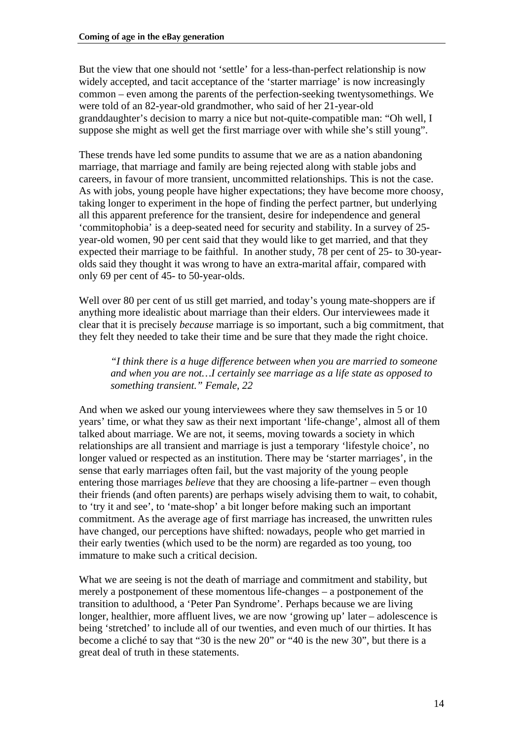But the view that one should not 'settle' for a less-than-perfect relationship is now widely accepted, and tacit acceptance of the 'starter marriage' is now increasingly common – even among the parents of the perfection-seeking twentysomethings. We were told of an 82-year-old grandmother, who said of her 21-year-old granddaughter's decision to marry a nice but not-quite-compatible man: "Oh well, I suppose she might as well get the first marriage over with while she's still young".

These trends have led some pundits to assume that we are as a nation abandoning marriage, that marriage and family are being rejected along with stable jobs and careers, in favour of more transient, uncommitted relationships. This is not the case. As with jobs, young people have higher expectations; they have become more choosy, taking longer to experiment in the hope of finding the perfect partner, but underlying all this apparent preference for the transient, desire for independence and general 'commitophobia' is a deep-seated need for security and stability. In a survey of 25-year-old women, 90 per cent said that they would like to get married, and that they expected their marriage to be faithful. In another study, 78 per cent of 25- to 30-year-olds said they thought it was wrong to have an extra-marital affair, compared with only 69 per cent of 45- to 50-year-olds.

Well over 80 per cent of us still get married, and today's young mate-shoppers are if anything more idealistic about marriage than their elders. Our interviewees made it clear that it is precisely *because* marriage is so important, such a big commitment, that they felt they needed to take their time and be sure that they made the right choice.

> *"I think there is a huge difference between when you are married to someone and when you are not…I certainly see marriage as a life state as opposed to something transient." Female, 22*

And when we asked our young interviewees where they saw themselves in 5 or 10 years' time, or what they saw as their next important 'life-change', almost all of them talked about marriage. We are not, it seems, moving towards a society in which relationships are all transient and marriage is just a temporary 'lifestyle choice', no longer valued or respected as an institution. There may be 'starter marriages', in the sense that early marriages often fail, but the vast majority of the young people entering those marriages *believe* that they are choosing a life-partner – even though their friends (and often parents) are perhaps wisely advising them to wait, to cohabit, to 'try it and see', to 'mate-shop' a bit longer before making such an important commitment. As the average age of first marriage has increased, the unwritten rules have changed, our perceptions have shifted: nowadays, people who get married in their early twenties (which used to be the norm) are regarded as too young, too immature to make such a critical decision.

What we are seeing is not the death of marriage and commitment and stability, but merely a postponement of these momentous life-changes – a postponement of the transition to adulthood, a 'Peter Pan Syndrome'. Perhaps because we are living longer, healthier, more affluent lives, we are now 'growing up' later – adolescence is being 'stretched' to include all of our twenties, and even much of our thirties. It has become a cliché to say that "30 is the new 20" or "40 is the new 30", but there is a great deal of truth in these statements.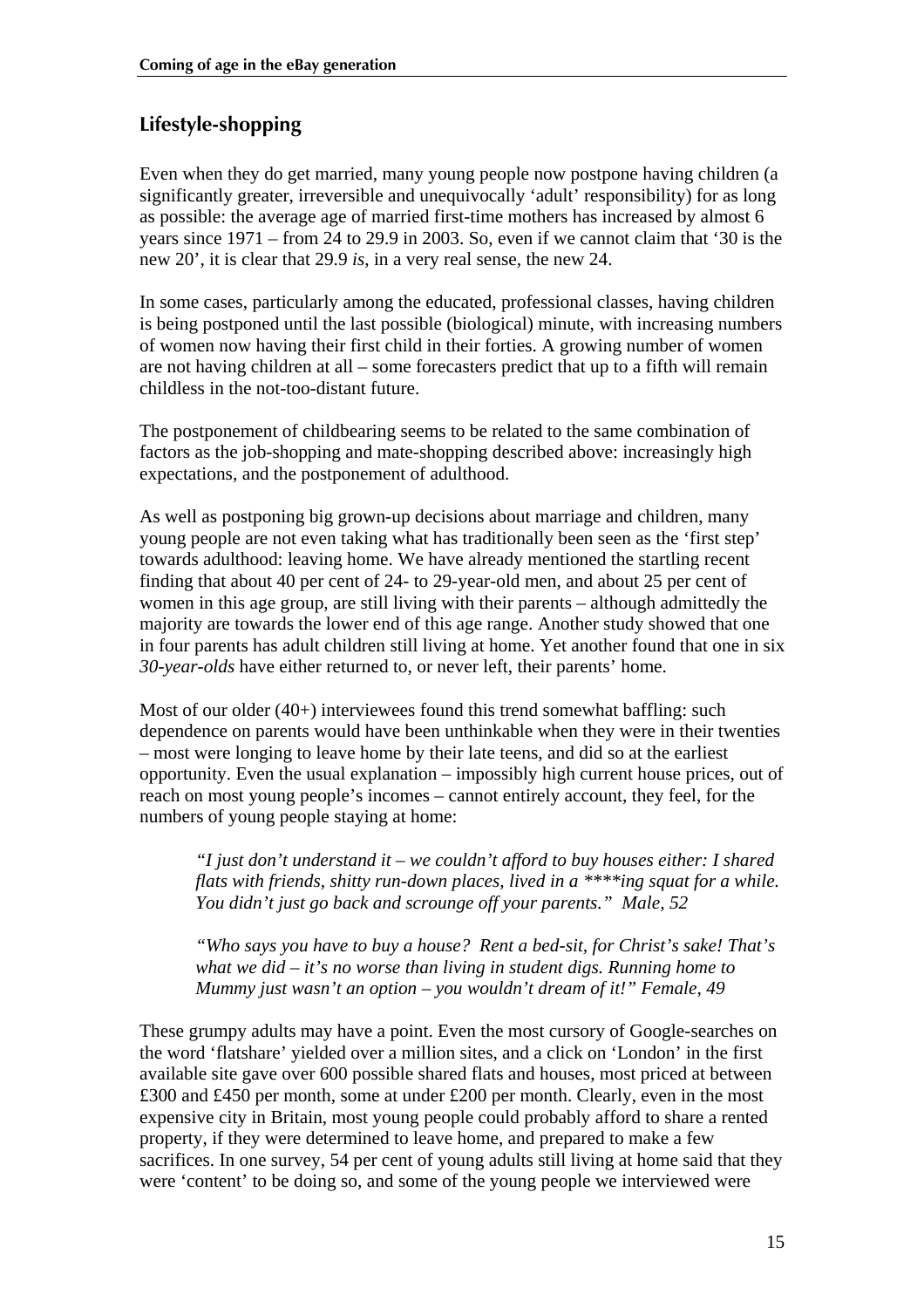## Lifestyle-shopping

Even when they do get married, many young people now postpone having children (a significantly greater, irreversible and unequivocally 'adult' responsibility) for as long as possible: the average age of married first-time mothers has increased by almost 6 years since 1971 – from 24 to 29.9 in 2003. So, even if we cannot claim that '30 is the new 20', it is clear that 29.9 *is*, in a very real sense, the new 24.

In some cases, particularly among the educated, professional classes, having children is being postponed until the last possible (biological) minute, with increasing numbers of women now having their first child in their forties. A growing number of women are not having children at all – some forecasters predict that up to a fifth will remain childless in the not-too-distant future.

The postponement of childbearing seems to be related to the same combination of factors as the job-shopping and mate-shopping described above: increasingly high expectations, and the postponement of adulthood.

As well as postponing big grown-up decisions about marriage and children, many young people are not even taking what has traditionally been seen as the 'first step' towards adulthood: leaving home. We have already mentioned the startling recent finding that about 40 per cent of 24- to 29-year-old men, and about 25 per cent of women in this age group, are still living with their parents – although admittedly the majority are towards the lower end of this age range. Another study showed that one in four parents has adult children still living at home. Yet another found that one in six *30-year-olds* have either returned to, or never left, their parents' home.

Most of our older (40+) interviewees found this trend somewhat baffling: such dependence on parents would have been unthinkable when they were in their twenties – most were longing to leave home by their late teens, and did so at the earliest opportunity. Even the usual explanation – impossibly high current house prices, out of reach on most young people's incomes – cannot entirely account, they feel, for the numbers of young people staying at home:

> *"I just don't understand it – we couldn't afford to buy houses either: I shared flats with friends, shitty run-down places, lived in a \*\*\*\*ing squat for a while. You didn't just go back and scrounge off your parents." Male, 52*

> *"Who says you have to buy a house? Rent a bed-sit, for Christ's sake! That's what we did – it's no worse than living in student digs. Running home to Mummy just wasn't an option – you wouldn't dream of it!" Female, 49*

These grumpy adults may have a point. Even the most cursory of Google-searches on the word 'flatshare' yielded over a million sites, and a click on 'London' in the first available site gave over 600 possible shared flats and houses, most priced at between £300 and £450 per month, some at under £200 per month. Clearly, even in the most expensive city in Britain, most young people could probably afford to share a rented property, if they were determined to leave home, and prepared to make a few sacrifices. In one survey, 54 per cent of young adults still living at home said that they were 'content' to be doing so, and some of the young people we interviewed were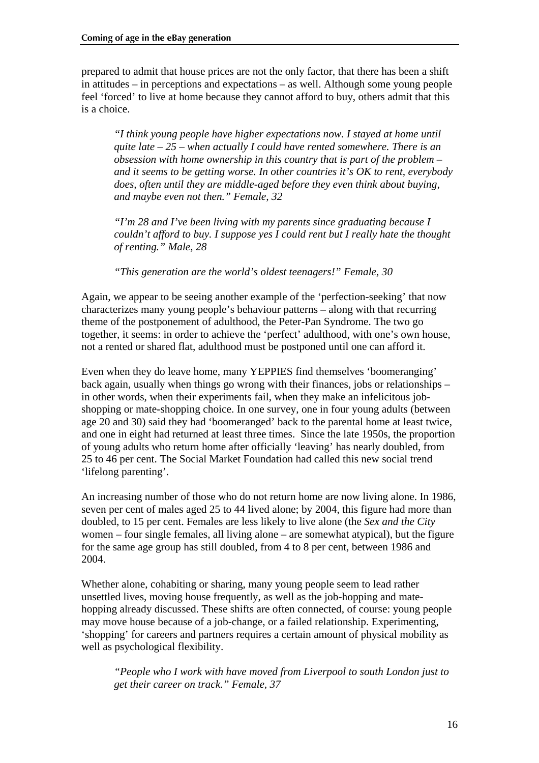prepared to admit that house prices are not the only factor, that there has been a shift in attitudes – in perceptions and expectations – as well. Although some young people feel 'forced' to live at home because they cannot afford to buy, others admit that this is a choice.

> *"I think young people have higher expectations now. I stayed at home until quite late – 25 – when actually I could have rented somewhere. There is an obsession with home ownership in this country that is part of the problem – and it seems to be getting worse. In other countries it's OK to rent, everybody does, often until they are middle-aged before they even think about buying, and maybe even not then." Female, 32*

> *"I'm 28 and I've been living with my parents since graduating because I couldn't afford to buy. I suppose yes I could rent but I really hate the thought of renting." Male, 28*

> *"This generation are the world's oldest teenagers!" Female, 30*

Again, we appear to be seeing another example of the 'perfection-seeking' that now characterizes many young people's behaviour patterns – along with that recurring theme of the postponement of adulthood, the Peter-Pan Syndrome. The two go together, it seems: in order to achieve the 'perfect' adulthood, with one's own house, not a rented or shared flat, adulthood must be postponed until one can afford it.

Even when they do leave home, many YEPPIES find themselves 'boomeranging' back again, usually when things go wrong with their finances, jobs or relationships – in other words, when their experiments fail, when they make an infelicitous job-shopping or mate-shopping choice. In one survey, one in four young adults (between age 20 and 30) said they had 'boomeranged' back to the parental home at least twice, and one in eight had returned at least three times. Since the late 1950s, the proportion of young adults who return home after officially 'leaving' has nearly doubled, from 25 to 46 per cent. The Social Market Foundation had called this new social trend 'lifelong parenting'.

An increasing number of those who do not return home are now living alone. In 1986, seven per cent of males aged 25 to 44 lived alone; by 2004, this figure had more than doubled, to 15 per cent. Females are less likely to live alone (the *Sex and the City* women – four single females, all living alone – are somewhat atypical), but the figure for the same age group has still doubled, from 4 to 8 per cent, between 1986 and 2004.

Whether alone, cohabiting or sharing, many young people seem to lead rather unsettled lives, moving house frequently, as well as the job-hopping and mate-hopping already discussed. These shifts are often connected, of course: young people may move house because of a job-change, or a failed relationship. Experimenting, 'shopping' for careers and partners requires a certain amount of physical mobility as well as psychological flexibility.

> *"People who I work with have moved from Liverpool to south London just to get their career on track." Female, 37*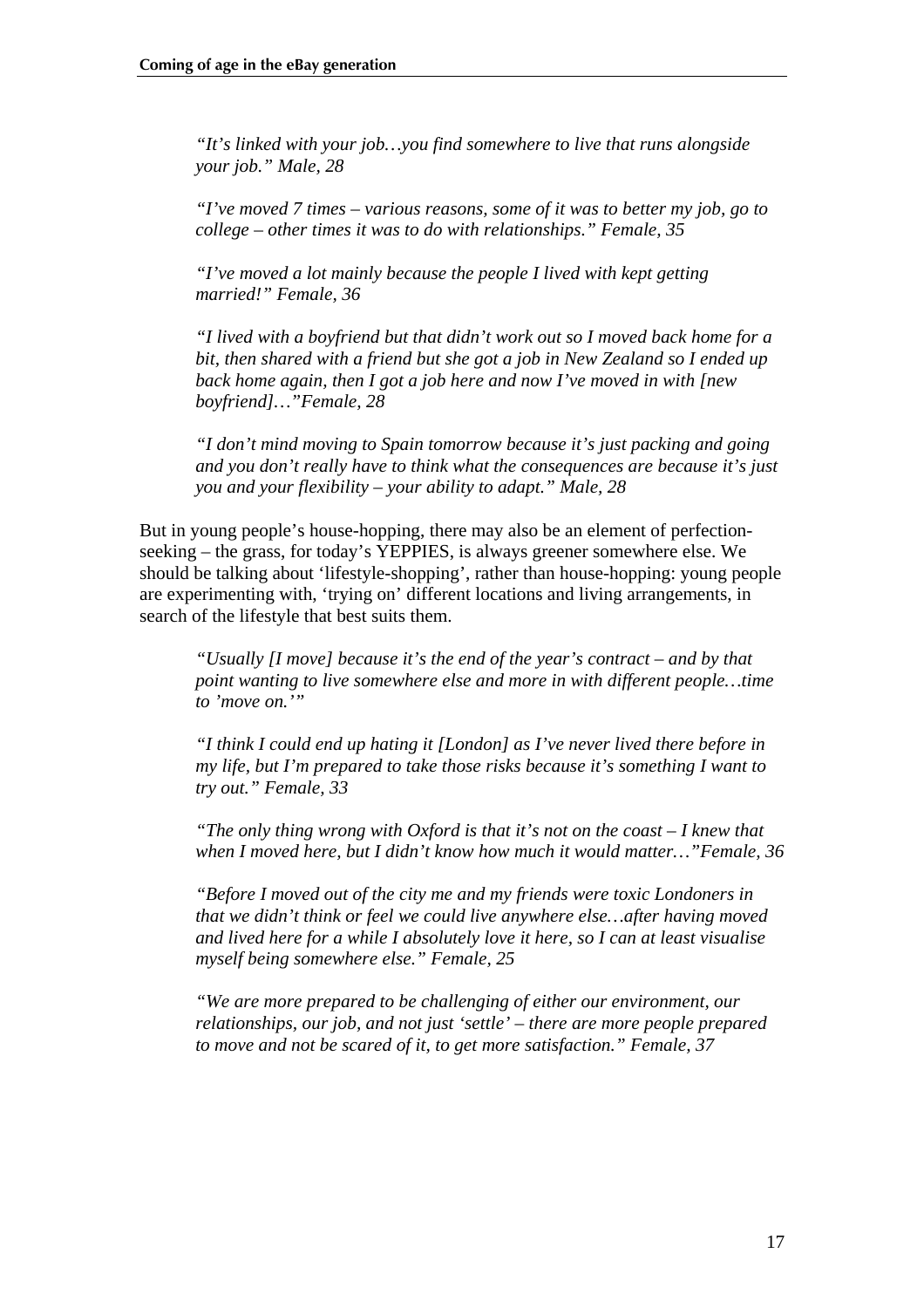*"It's linked with your job…you find somewhere to live that runs alongside your job." Male, 28*

*"I've moved 7 times – various reasons, some of it was to better my job, go to college – other times it was to do with relationships." Female, 35*

*"I've moved a lot mainly because the people I lived with kept getting married!" Female, 36*

*"I lived with a boyfriend but that didn't work out so I moved back home for a bit, then shared with a friend but she got a job in New Zealand so I ended up back home again, then I got a job here and now I've moved in with [new boyfriend]…"Female, 28*

*"I don't mind moving to Spain tomorrow because it's just packing and going and you don't really have to think what the consequences are because it's just you and your flexibility – your ability to adapt." Male, 28*

But in young people's house-hopping, there may also be an element of perfection-seeking – the grass, for today's YEPPIES, is always greener somewhere else. We should be talking about 'lifestyle-shopping', rather than house-hopping: young people are experimenting with, 'trying on' different locations and living arrangements, in search of the lifestyle that best suits them.

*"Usually [I move] because it's the end of the year's contract – and by that point wanting to live somewhere else and more in with different people…time to 'move on.'"*

*"I think I could end up hating it [London] as I've never lived there before in my life, but I'm prepared to take those risks because it's something I want to try out." Female, 33*

*"The only thing wrong with Oxford is that it's not on the coast – I knew that when I moved here, but I didn't know how much it would matter…"Female, 36*

*"Before I moved out of the city me and my friends were toxic Londoners in that we didn't think or feel we could live anywhere else…after having moved and lived here for a while I absolutely love it here, so I can at least visualise myself being somewhere else." Female, 25*

*"We are more prepared to be challenging of either our environment, our relationships, our job, and not just 'settle' – there are more people prepared to move and not be scared of it, to get more satisfaction." Female, 37*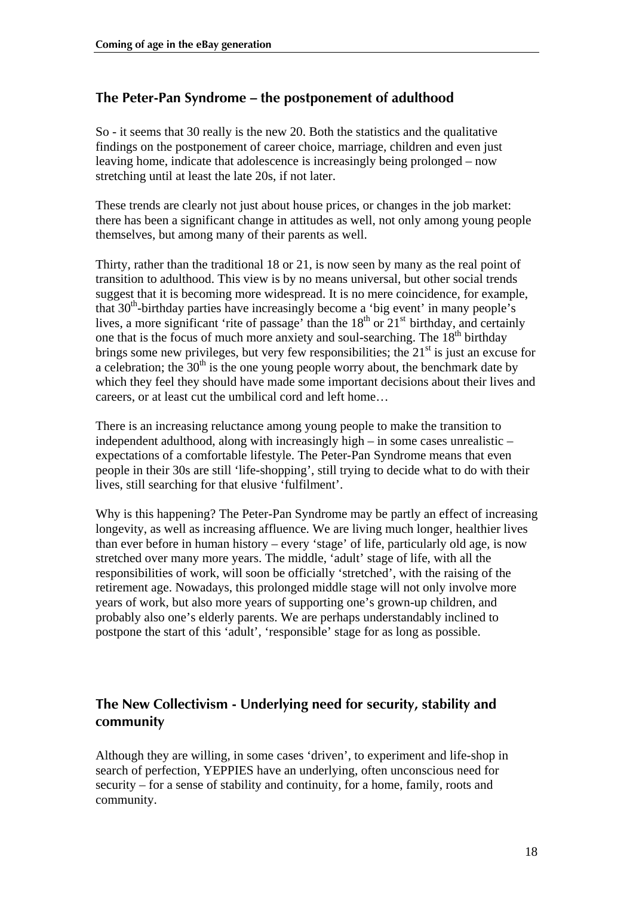## The Peter-Pan Syndrome – the postponement of adulthood

So - it seems that 30 really is the new 20. Both the statistics and the qualitative findings on the postponement of career choice, marriage, children and even just leaving home, indicate that adolescence is increasingly being prolonged – now stretching until at least the late 20s, if not later.

These trends are clearly not just about house prices, or changes in the job market: there has been a significant change in attitudes as well, not only among young people themselves, but among many of their parents as well.

Thirty, rather than the traditional 18 or 21, is now seen by many as the real point of transition to adulthood. This view is by no means universal, but other social trends suggest that it is becoming more widespread. It is no mere coincidence, for example, that 30th-birthday parties have increasingly become a 'big event' in many people's lives, a more significant 'rite of passage' than the 18th or 21st birthday, and certainly one that is the focus of much more anxiety and soul-searching. The 18th birthday brings some new privileges, but very few responsibilities; the 21st is just an excuse for a celebration; the 30th is the one young people worry about, the benchmark date by which they feel they should have made some important decisions about their lives and careers, or at least cut the umbilical cord and left home…

There is an increasing reluctance among young people to make the transition to independent adulthood, along with increasingly high – in some cases unrealistic – expectations of a comfortable lifestyle. The Peter-Pan Syndrome means that even people in their 30s are still 'life-shopping', still trying to decide what to do with their lives, still searching for that elusive 'fulfilment'.

Why is this happening? The Peter-Pan Syndrome may be partly an effect of increasing longevity, as well as increasing affluence. We are living much longer, healthier lives than ever before in human history – every 'stage' of life, particularly old age, is now stretched over many more years. The middle, 'adult' stage of life, with all the responsibilities of work, will soon be officially 'stretched', with the raising of the retirement age. Nowadays, this prolonged middle stage will not only involve more years of work, but also more years of supporting one's grown-up children, and probably also one's elderly parents. We are perhaps understandably inclined to postpone the start of this 'adult', 'responsible' stage for as long as possible.

## The New Collectivism - Underlying need for security, stability and community

Although they are willing, in some cases 'driven', to experiment and life-shop in search of perfection, YEPPIES have an underlying, often unconscious need for security – for a sense of stability and continuity, for a home, family, roots and community.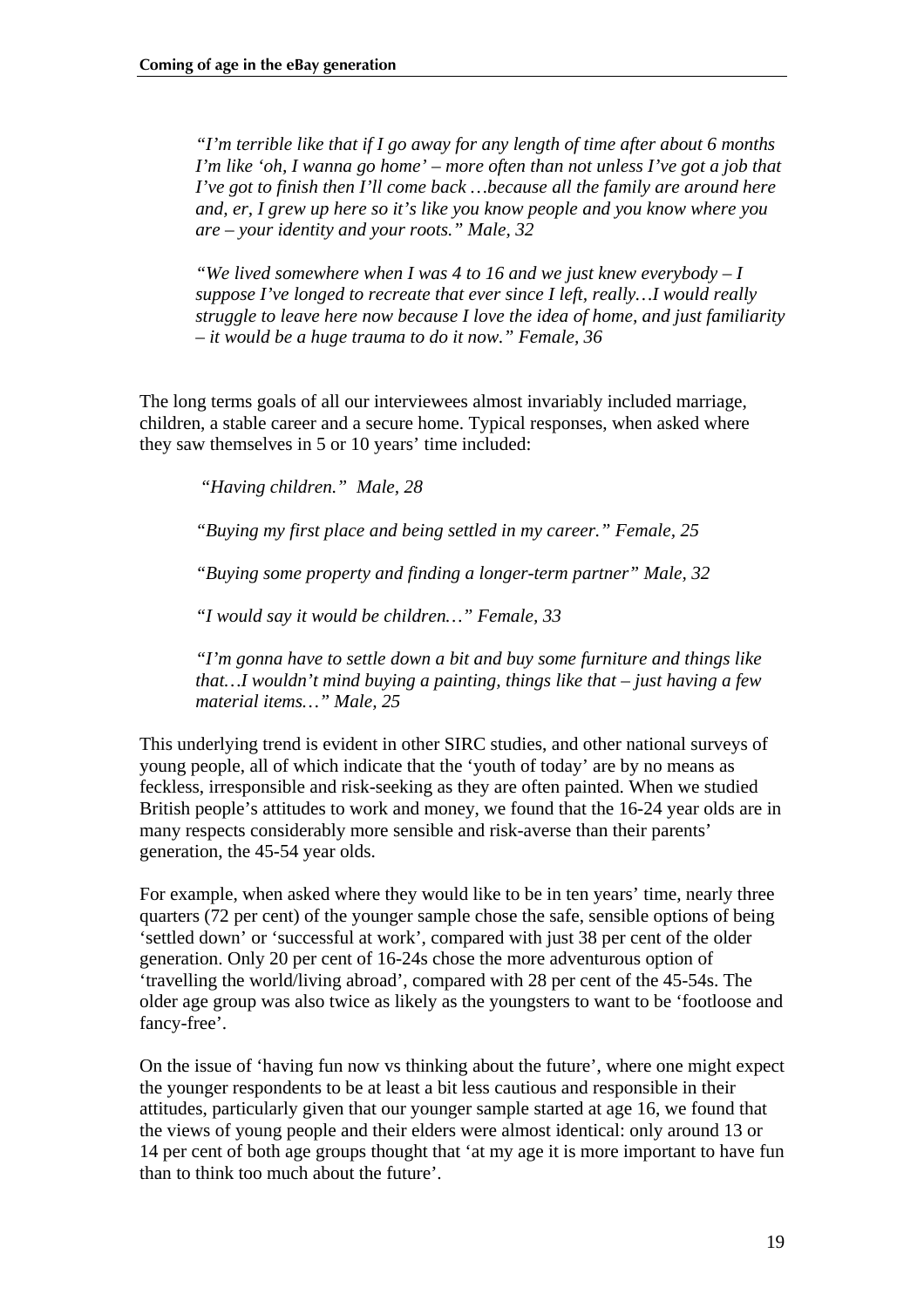*"I'm terrible like that if I go away for any length of time after about 6 months I'm like 'oh, I wanna go home' – more often than not unless I've got a job that I've got to finish then I'll come back …because all the family are around here and, er, I grew up here so it's like you know people and you know where you are – your identity and your roots." Male, 32*

*"We lived somewhere when I was 4 to 16 and we just knew everybody – I suppose I've longed to recreate that ever since I left, really…I would really struggle to leave here now because I love the idea of home, and just familiarity – it would be a huge trauma to do it now." Female, 36*

The long terms goals of all our interviewees almost invariably included marriage, children, a stable career and a secure home. Typical responses, when asked where they saw themselves in 5 or 10 years' time included:

*"Having children." Male, 28*

*"Buying my first place and being settled in my career." Female, 25*

*"Buying some property and finding a longer-term partner" Male, 32*

*"I would say it would be children…" Female, 33*

*"I'm gonna have to settle down a bit and buy some furniture and things like that…I wouldn't mind buying a painting, things like that – just having a few material items…" Male, 25*

This underlying trend is evident in other SIRC studies, and other national surveys of young people, all of which indicate that the 'youth of today' are by no means as feckless, irresponsible and risk-seeking as they are often painted. When we studied British people's attitudes to work and money, we found that the 16-24 year olds are in many respects considerably more sensible and risk-averse than their parents' generation, the 45-54 year olds.

For example, when asked where they would like to be in ten years' time, nearly three quarters (72 per cent) of the younger sample chose the safe, sensible options of being 'settled down' or 'successful at work', compared with just 38 per cent of the older generation. Only 20 per cent of 16-24s chose the more adventurous option of 'travelling the world/living abroad', compared with 28 per cent of the 45-54s. The older age group was also twice as likely as the youngsters to want to be 'footloose and fancy-free'.

On the issue of 'having fun now vs thinking about the future', where one might expect the younger respondents to be at least a bit less cautious and responsible in their attitudes, particularly given that our younger sample started at age 16, we found that the views of young people and their elders were almost identical: only around 13 or 14 per cent of both age groups thought that 'at my age it is more important to have fun than to think too much about the future'.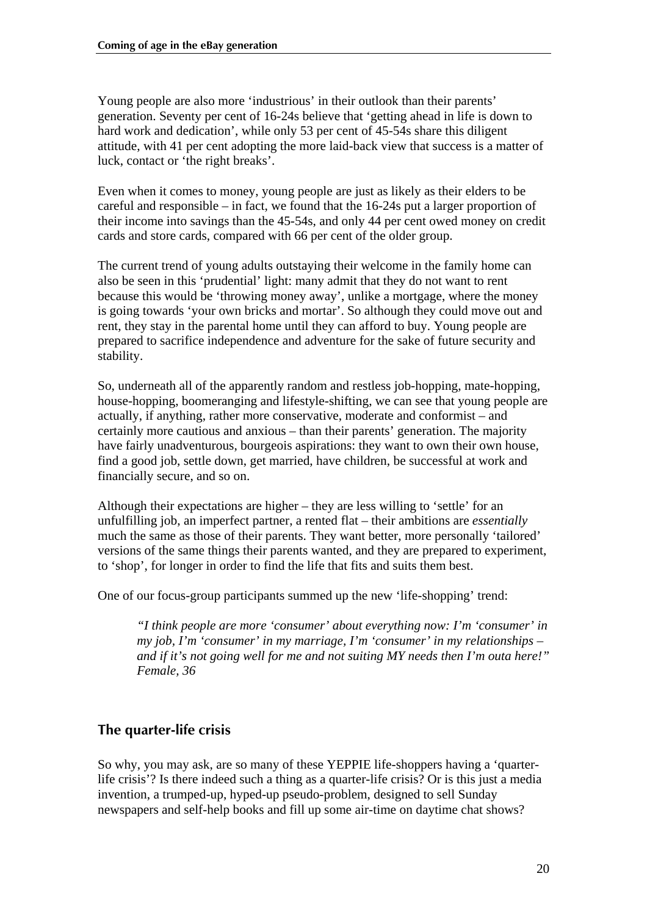Young people are also more 'industrious' in their outlook than their parents' generation. Seventy per cent of 16-24s believe that 'getting ahead in life is down to hard work and dedication', while only 53 per cent of 45-54s share this diligent attitude, with 41 per cent adopting the more laid-back view that success is a matter of luck, contact or 'the right breaks'.

Even when it comes to money, young people are just as likely as their elders to be careful and responsible – in fact, we found that the 16-24s put a larger proportion of their income into savings than the 45-54s, and only 44 per cent owed money on credit cards and store cards, compared with 66 per cent of the older group.

The current trend of young adults outstaying their welcome in the family home can also be seen in this 'prudential' light: many admit that they do not want to rent because this would be 'throwing money away', unlike a mortgage, where the money is going towards 'your own bricks and mortar'. So although they could move out and rent, they stay in the parental home until they can afford to buy. Young people are prepared to sacrifice independence and adventure for the sake of future security and stability.

So, underneath all of the apparently random and restless job-hopping, mate-hopping, house-hopping, boomeranging and lifestyle-shifting, we can see that young people are actually, if anything, rather more conservative, moderate and conformist – and certainly more cautious and anxious – than their parents' generation. The majority have fairly unadventurous, bourgeois aspirations: they want to own their own house, find a good job, settle down, get married, have children, be successful at work and financially secure, and so on.

Although their expectations are higher – they are less willing to 'settle' for an unfulfilling job, an imperfect partner, a rented flat – their ambitions are *essentially* much the same as those of their parents. They want better, more personally 'tailored' versions of the same things their parents wanted, and they are prepared to experiment, to 'shop', for longer in order to find the life that fits and suits them best.

One of our focus-group participants summed up the new 'life-shopping' trend:

> *"I think people are more 'consumer' about everything now: I'm 'consumer' in my job, I'm 'consumer' in my marriage, I'm 'consumer' in my relationships – and if it's not going well for me and not suiting MY needs then I'm outa here!" Female, 36*

## The quarter-life crisis

So why, you may ask, are so many of these YEPPIE life-shoppers having a 'quarter-life crisis'? Is there indeed such a thing as a quarter-life crisis? Or is this just a media invention, a trumped-up, hyped-up pseudo-problem, designed to sell Sunday newspapers and self-help books and fill up some air-time on daytime chat shows?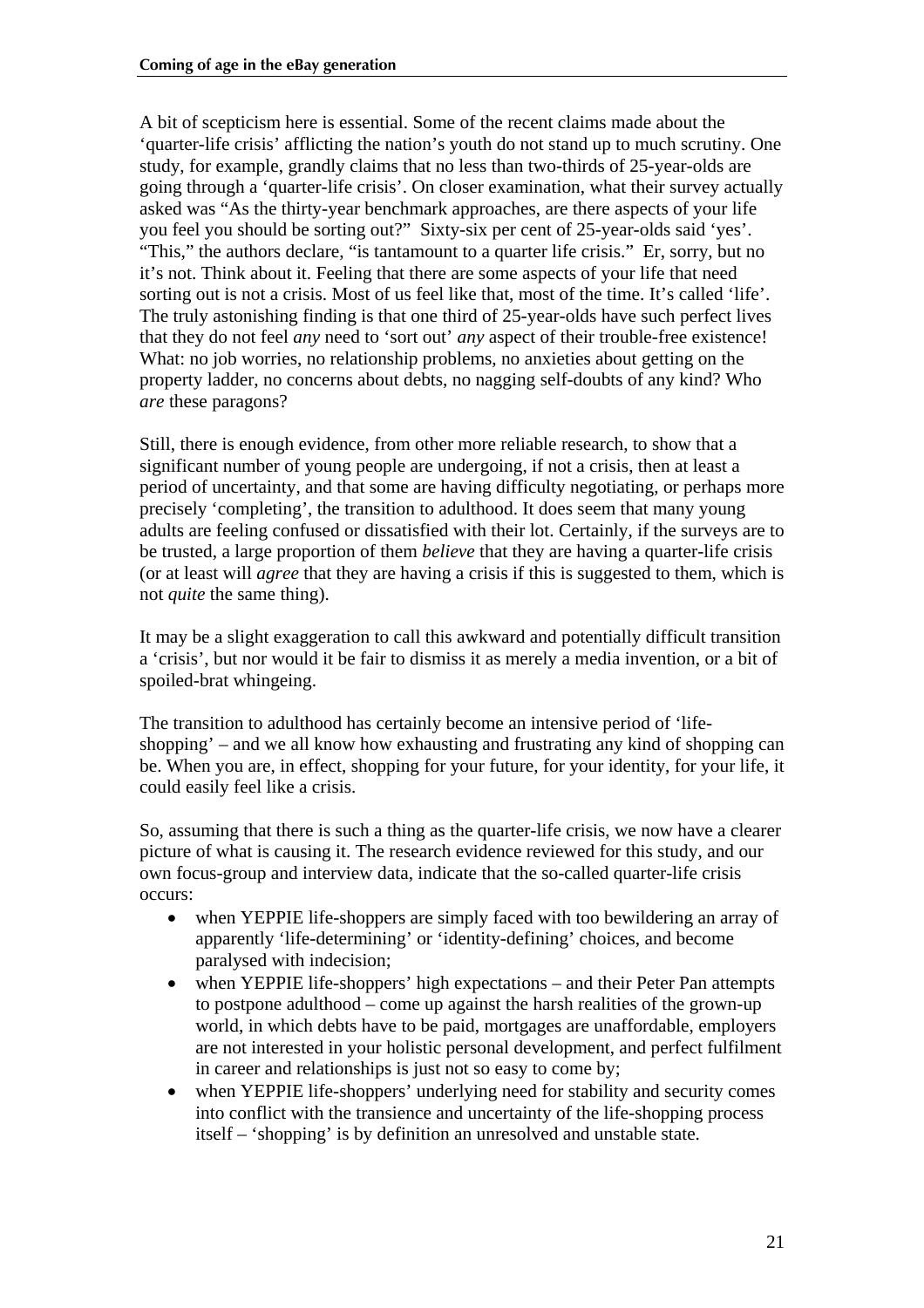A bit of scepticism here is essential. Some of the recent claims made about the 'quarter-life crisis' afflicting the nation's youth do not stand up to much scrutiny. One study, for example, grandly claims that no less than two-thirds of 25-year-olds are going through a 'quarter-life crisis'. On closer examination, what their survey actually asked was "As the thirty-year benchmark approaches, are there aspects of your life you feel you should be sorting out?" Sixty-six per cent of 25-year-olds said 'yes'. "This," the authors declare, "is tantamount to a quarter life crisis." Er, sorry, but no it's not. Think about it. Feeling that there are some aspects of your life that need sorting out is not a crisis. Most of us feel like that, most of the time. It's called 'life'. The truly astonishing finding is that one third of 25-year-olds have such perfect lives that they do not feel *any* need to 'sort out' *any* aspect of their trouble-free existence! What: no job worries, no relationship problems, no anxieties about getting on the property ladder, no concerns about debts, no nagging self-doubts of any kind? Who *are* these paragons?

Still, there is enough evidence, from other more reliable research, to show that a significant number of young people are undergoing, if not a crisis, then at least a period of uncertainty, and that some are having difficulty negotiating, or perhaps more precisely 'completing', the transition to adulthood. It does seem that many young adults are feeling confused or dissatisfied with their lot. Certainly, if the surveys are to be trusted, a large proportion of them *believe* that they are having a quarter-life crisis (or at least will *agree* that they are having a crisis if this is suggested to them, which is not *quite* the same thing).

It may be a slight exaggeration to call this awkward and potentially difficult transition a 'crisis', but nor would it be fair to dismiss it as merely a media invention, or a bit of spoiled-brat whingeing.

The transition to adulthood has certainly become an intensive period of 'life-shopping' – and we all know how exhausting and frustrating any kind of shopping can be. When you are, in effect, shopping for your future, for your identity, for your life, it could easily feel like a crisis.

So, assuming that there is such a thing as the quarter-life crisis, we now have a clearer picture of what is causing it. The research evidence reviewed for this study, and our own focus-group and interview data, indicate that the so-called quarter-life crisis occurs:

- when YEPPIE life-shoppers are simply faced with too bewildering an array of apparently 'life-determining' or 'identity-defining' choices, and become paralysed with indecision;
- when YEPPIE life-shoppers' high expectations – and their Peter Pan attempts to postpone adulthood – come up against the harsh realities of the grown-up world, in which debts have to be paid, mortgages are unaffordable, employers are not interested in your holistic personal development, and perfect fulfilment in career and relationships is just not so easy to come by;
- when YEPPIE life-shoppers' underlying need for stability and security comes into conflict with the transience and uncertainty of the life-shopping process itself – 'shopping' is by definition an unresolved and unstable state.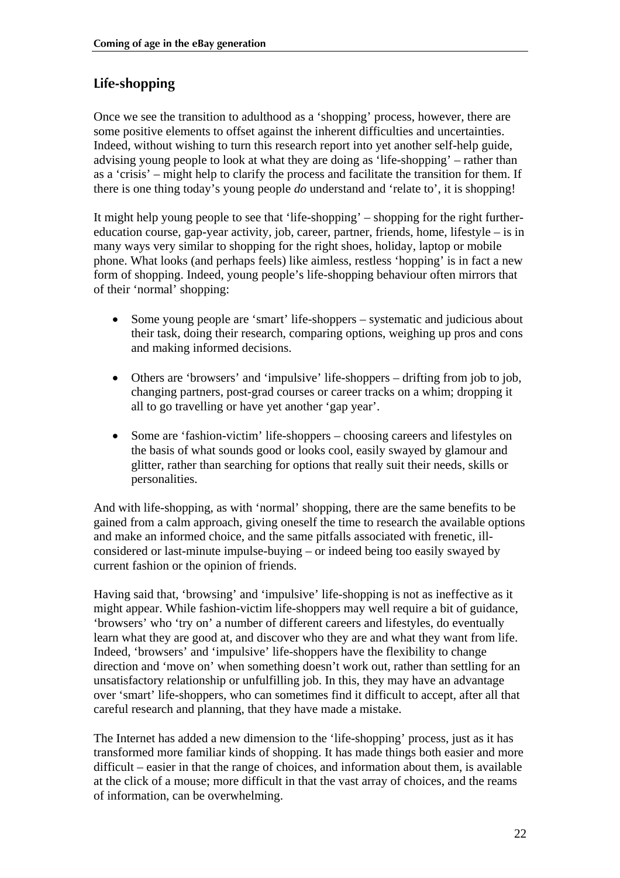## Life-shopping

Once we see the transition to adulthood as a 'shopping' process, however, there are some positive elements to offset against the inherent difficulties and uncertainties. Indeed, without wishing to turn this research report into yet another self-help guide, advising young people to look at what they are doing as 'life-shopping' – rather than as a 'crisis' – might help to clarify the process and facilitate the transition for them. If there is one thing today's young people *do* understand and 'relate to', it is shopping!

It might help young people to see that 'life-shopping' – shopping for the right further-education course, gap-year activity, job, career, partner, friends, home, lifestyle – is in many ways very similar to shopping for the right shoes, holiday, laptop or mobile phone. What looks (and perhaps feels) like aimless, restless 'hopping' is in fact a new form of shopping. Indeed, young people's life-shopping behaviour often mirrors that of their 'normal' shopping:

- Some young people are 'smart' life-shoppers – systematic and judicious about their task, doing their research, comparing options, weighing up pros and cons and making informed decisions.
- Others are 'browsers' and 'impulsive' life-shoppers – drifting from job to job, changing partners, post-grad courses or career tracks on a whim; dropping it all to go travelling or have yet another 'gap year'.
- Some are 'fashion-victim' life-shoppers – choosing careers and lifestyles on the basis of what sounds good or looks cool, easily swayed by glamour and glitter, rather than searching for options that really suit their needs, skills or personalities.

And with life-shopping, as with 'normal' shopping, there are the same benefits to be gained from a calm approach, giving oneself the time to research the available options and make an informed choice, and the same pitfalls associated with frenetic, ill-considered or last-minute impulse-buying – or indeed being too easily swayed by current fashion or the opinion of friends.

Having said that, 'browsing' and 'impulsive' life-shopping is not as ineffective as it might appear. While fashion-victim life-shoppers may well require a bit of guidance, 'browsers' who 'try on' a number of different careers and lifestyles, do eventually learn what they are good at, and discover who they are and what they want from life. Indeed, 'browsers' and 'impulsive' life-shoppers have the flexibility to change direction and 'move on' when something doesn't work out, rather than settling for an unsatisfactory relationship or unfulfilling job. In this, they may have an advantage over 'smart' life-shoppers, who can sometimes find it difficult to accept, after all that careful research and planning, that they have made a mistake.

The Internet has added a new dimension to the 'life-shopping' process, just as it has transformed more familiar kinds of shopping. It has made things both easier and more difficult – easier in that the range of choices, and information about them, is available at the click of a mouse; more difficult in that the vast array of choices, and the reams of information, can be overwhelming.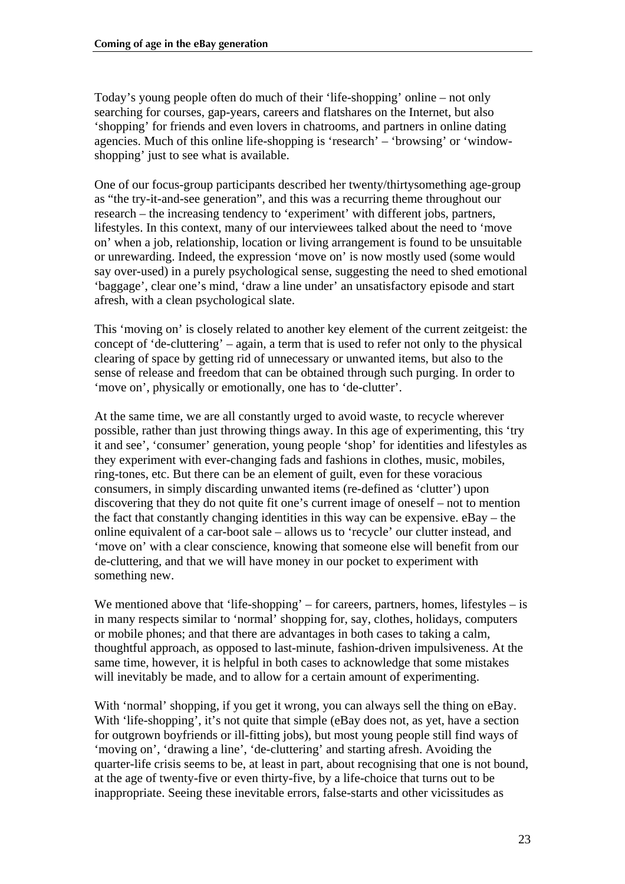Today's young people often do much of their 'life-shopping' online – not only searching for courses, gap-years, careers and flatshares on the Internet, but also 'shopping' for friends and even lovers in chatrooms, and partners in online dating agencies. Much of this online life-shopping is 'research' – 'browsing' or 'window-shopping' just to see what is available.

One of our focus-group participants described her twenty/thirtysomething age-group as "the try-it-and-see generation", and this was a recurring theme throughout our research – the increasing tendency to 'experiment' with different jobs, partners, lifestyles. In this context, many of our interviewees talked about the need to 'move on' when a job, relationship, location or living arrangement is found to be unsuitable or unrewarding. Indeed, the expression 'move on' is now mostly used (some would say over-used) in a purely psychological sense, suggesting the need to shed emotional 'baggage', clear one's mind, 'draw a line under' an unsatisfactory episode and start afresh, with a clean psychological slate.

This 'moving on' is closely related to another key element of the current zeitgeist: the concept of 'de-cluttering' – again, a term that is used to refer not only to the physical clearing of space by getting rid of unnecessary or unwanted items, but also to the sense of release and freedom that can be obtained through such purging. In order to 'move on', physically or emotionally, one has to 'de-clutter'.

At the same time, we are all constantly urged to avoid waste, to recycle wherever possible, rather than just throwing things away. In this age of experimenting, this 'try it and see', 'consumer' generation, young people 'shop' for identities and lifestyles as they experiment with ever-changing fads and fashions in clothes, music, mobiles, ring-tones, etc. But there can be an element of guilt, even for these voracious consumers, in simply discarding unwanted items (re-defined as 'clutter') upon discovering that they do not quite fit one's current image of oneself – not to mention the fact that constantly changing identities in this way can be expensive. eBay – the online equivalent of a car-boot sale – allows us to 'recycle' our clutter instead, and 'move on' with a clear conscience, knowing that someone else will benefit from our de-cluttering, and that we will have money in our pocket to experiment with something new.

We mentioned above that 'life-shopping' – for careers, partners, homes, lifestyles – is in many respects similar to 'normal' shopping for, say, clothes, holidays, computers or mobile phones; and that there are advantages in both cases to taking a calm, thoughtful approach, as opposed to last-minute, fashion-driven impulsiveness. At the same time, however, it is helpful in both cases to acknowledge that some mistakes will inevitably be made, and to allow for a certain amount of experimenting.

With 'normal' shopping, if you get it wrong, you can always sell the thing on eBay. With 'life-shopping', it's not quite that simple (eBay does not, as yet, have a section for outgrown boyfriends or ill-fitting jobs), but most young people still find ways of 'moving on', 'drawing a line', 'de-cluttering' and starting afresh. Avoiding the quarter-life crisis seems to be, at least in part, about recognising that one is not bound, at the age of twenty-five or even thirty-five, by a life-choice that turns out to be inappropriate. Seeing these inevitable errors, false-starts and other vicissitudes as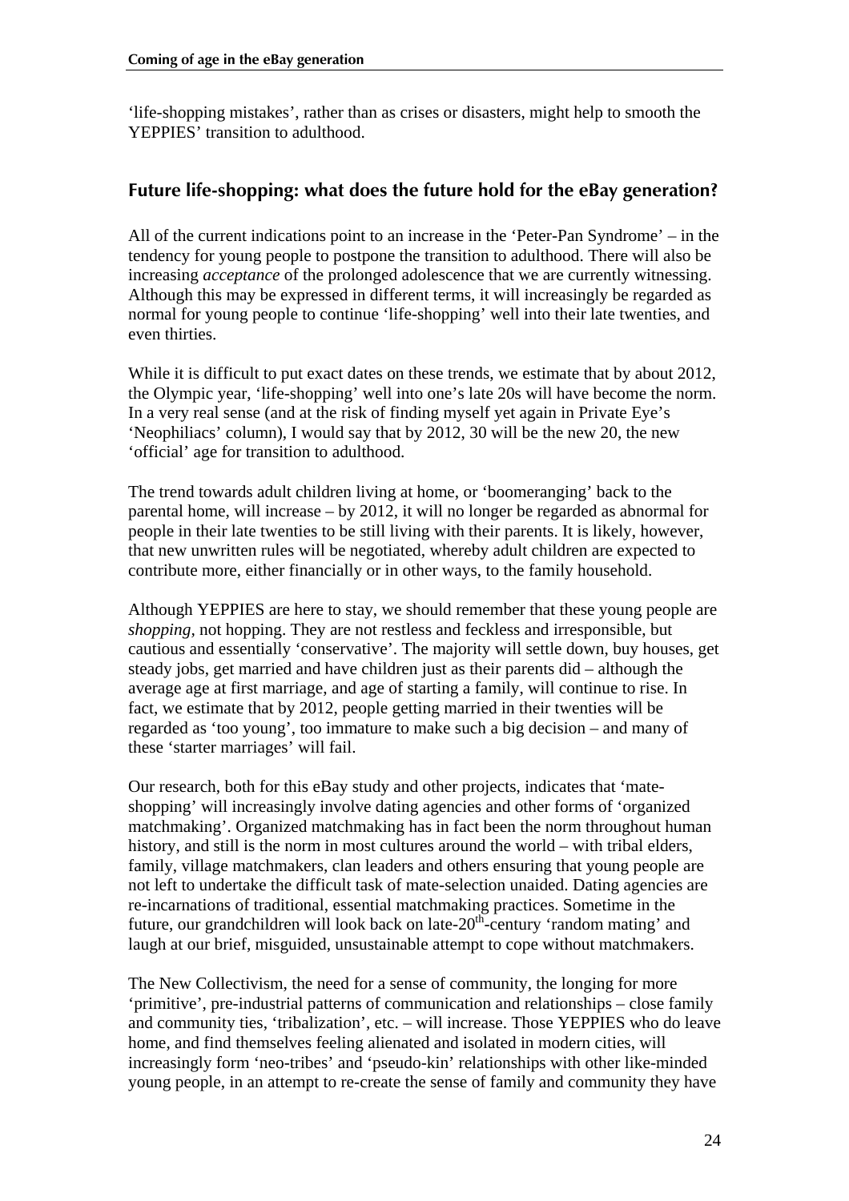'life-shopping mistakes', rather than as crises or disasters, might help to smooth the YEPPIES' transition to adulthood.

## Future life-shopping: what does the future hold for the eBay generation?

All of the current indications point to an increase in the 'Peter-Pan Syndrome' – in the tendency for young people to postpone the transition to adulthood. There will also be increasing *acceptance* of the prolonged adolescence that we are currently witnessing. Although this may be expressed in different terms, it will increasingly be regarded as normal for young people to continue 'life-shopping' well into their late twenties, and even thirties.

While it is difficult to put exact dates on these trends, we estimate that by about 2012, the Olympic year, 'life-shopping' well into one's late 20s will have become the norm. In a very real sense (and at the risk of finding myself yet again in Private Eye's 'Neophiliacs' column), I would say that by 2012, 30 will be the new 20, the new 'official' age for transition to adulthood.

The trend towards adult children living at home, or 'boomeranging' back to the parental home, will increase – by 2012, it will no longer be regarded as abnormal for people in their late twenties to be still living with their parents. It is likely, however, that new unwritten rules will be negotiated, whereby adult children are expected to contribute more, either financially or in other ways, to the family household.

Although YEPPIES are here to stay, we should remember that these young people are *shopping*, not hopping. They are not restless and feckless and irresponsible, but cautious and essentially 'conservative'. The majority will settle down, buy houses, get steady jobs, get married and have children just as their parents did – although the average age at first marriage, and age of starting a family, will continue to rise. In fact, we estimate that by 2012, people getting married in their twenties will be regarded as 'too young', too immature to make such a big decision – and many of these 'starter marriages' will fail.

Our research, both for this eBay study and other projects, indicates that 'mate-shopping' will increasingly involve dating agencies and other forms of 'organized matchmaking'. Organized matchmaking has in fact been the norm throughout human history, and still is the norm in most cultures around the world – with tribal elders, family, village matchmakers, clan leaders and others ensuring that young people are not left to undertake the difficult task of mate-selection unaided. Dating agencies are re-incarnations of traditional, essential matchmaking practices. Sometime in the future, our grandchildren will look back on late-20th-century 'random mating' and laugh at our brief, misguided, unsustainable attempt to cope without matchmakers.

The New Collectivism, the need for a sense of community, the longing for more 'primitive', pre-industrial patterns of communication and relationships – close family and community ties, 'tribalization', etc. – will increase. Those YEPPIES who do leave home, and find themselves feeling alienated and isolated in modern cities, will increasingly form 'neo-tribes' and 'pseudo-kin' relationships with other like-minded young people, in an attempt to re-create the sense of family and community they have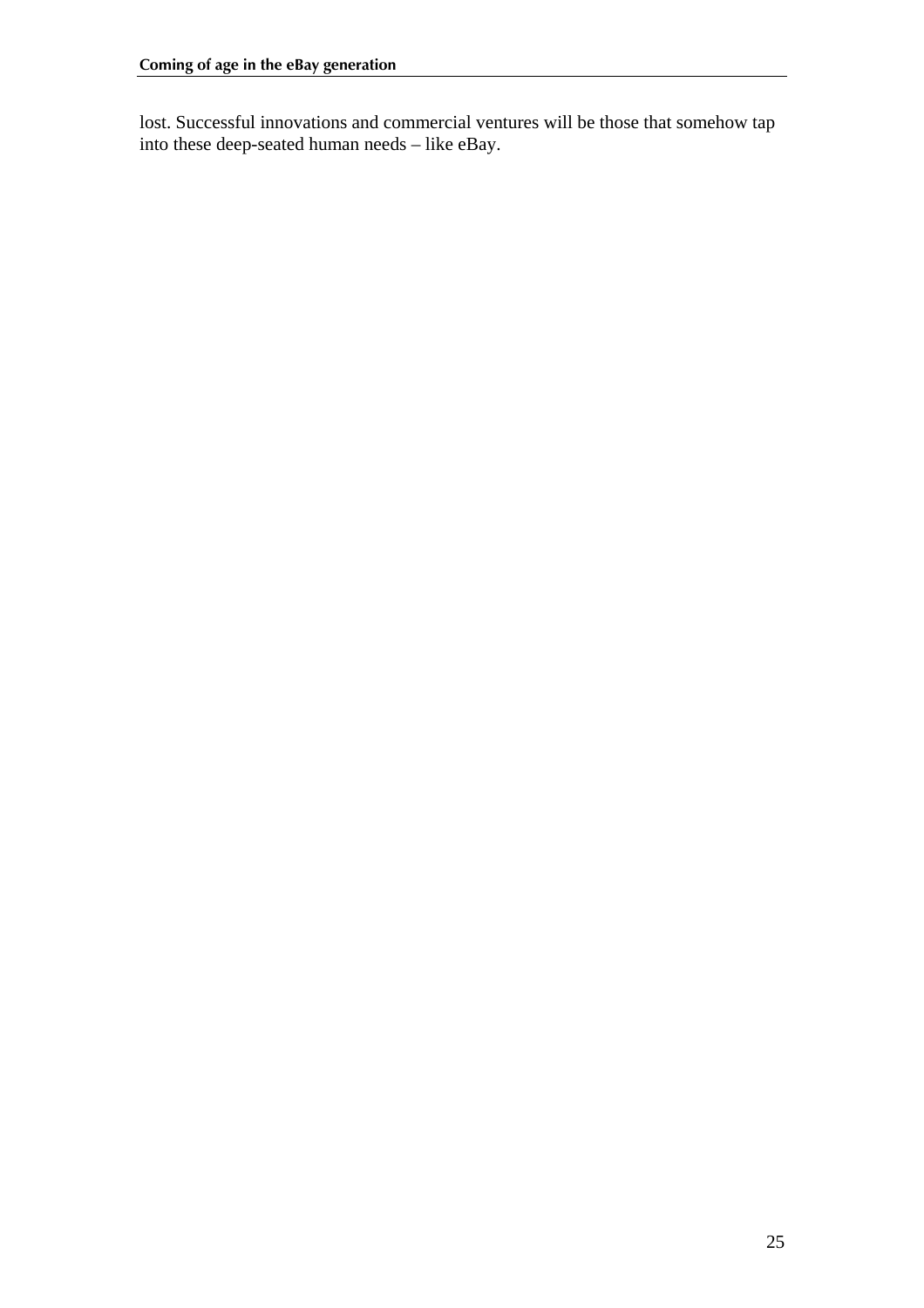lost. Successful innovations and commercial ventures will be those that somehow tap into these deep-seated human needs – like eBay.